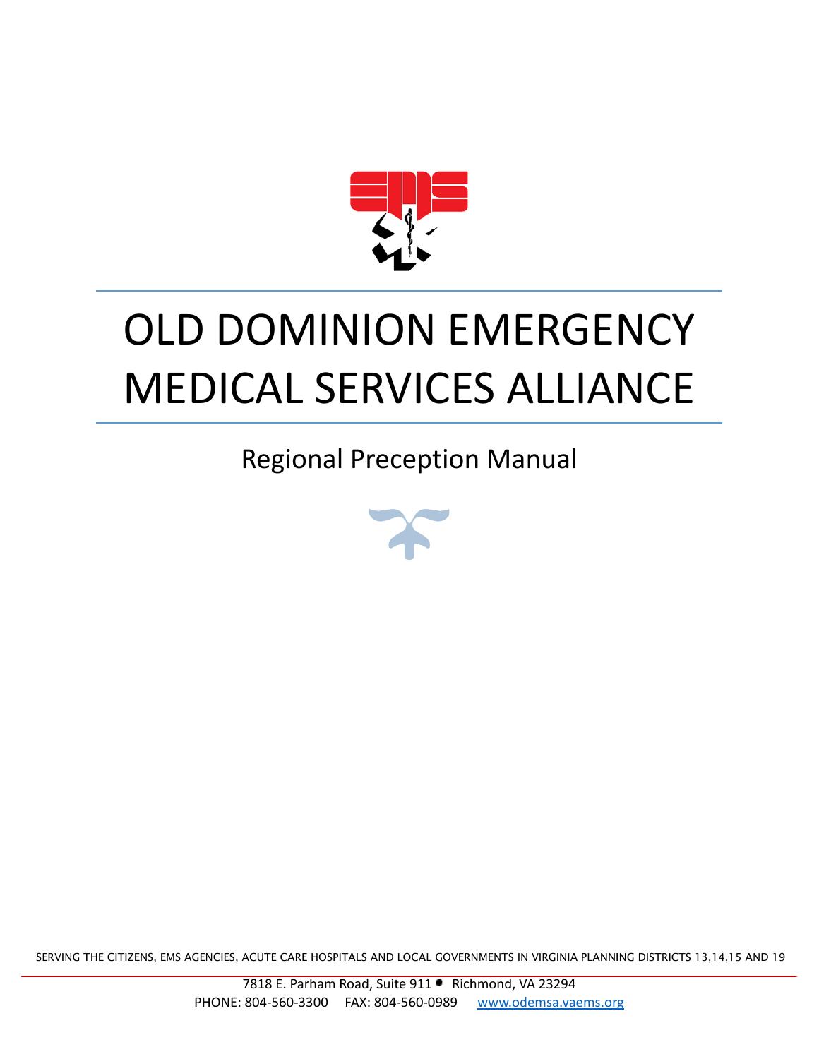# OLD DOMINION EMERGENCY MEDICAL SERVICES ALLIANCE

## Regional Preception Manual

SERVING THE CITIZENS, EMS AGENCIES, ACUTE CARE HOSPITALS AND LOCAL GOVERNMENTS IN VIRGINIA PLANNING DISTRICTS 13,14,15 AND 19

7818 E. Parham Road, Suite 911 • Richmond, VA 23294
PHONE: 804-560-3300 FAX: 804-560-0989 www.odemsa.vaems.org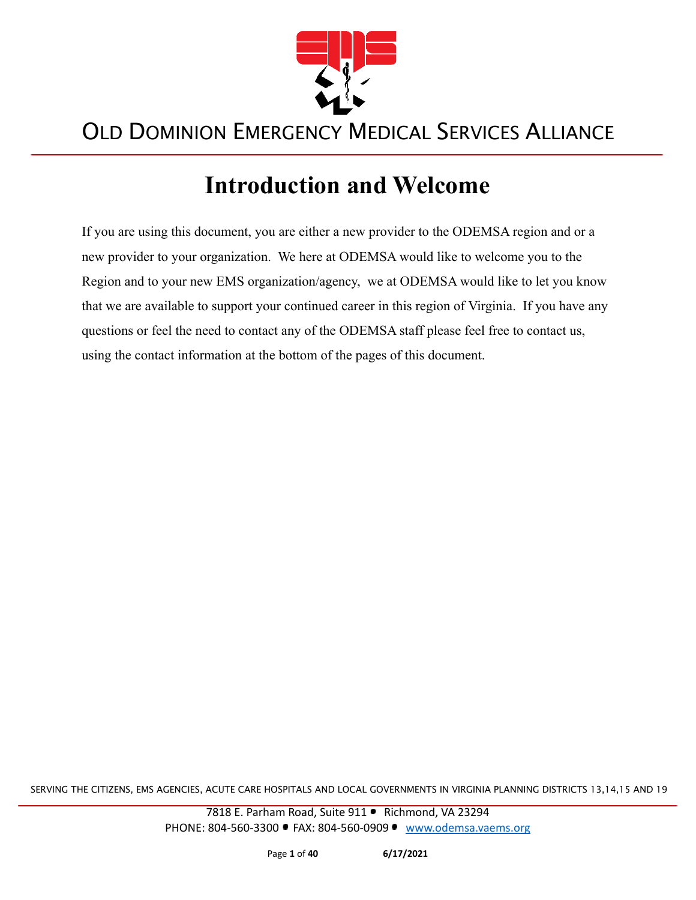OLD DOMINION EMERGENCY MEDICAL SERVICES ALLIANCE

# Introduction and Welcome

If you are using this document, you are either a new provider to the ODEMSA region and or a new provider to your organization. We here at ODEMSA would like to welcome you to the Region and to your new EMS organization/agency, we at ODEMSA would like to let you know that we are available to support your continued career in this region of Virginia. If you have any questions or feel the need to contact any of the ODEMSA staff please feel free to contact us, using the contact information at the bottom of the pages of this document.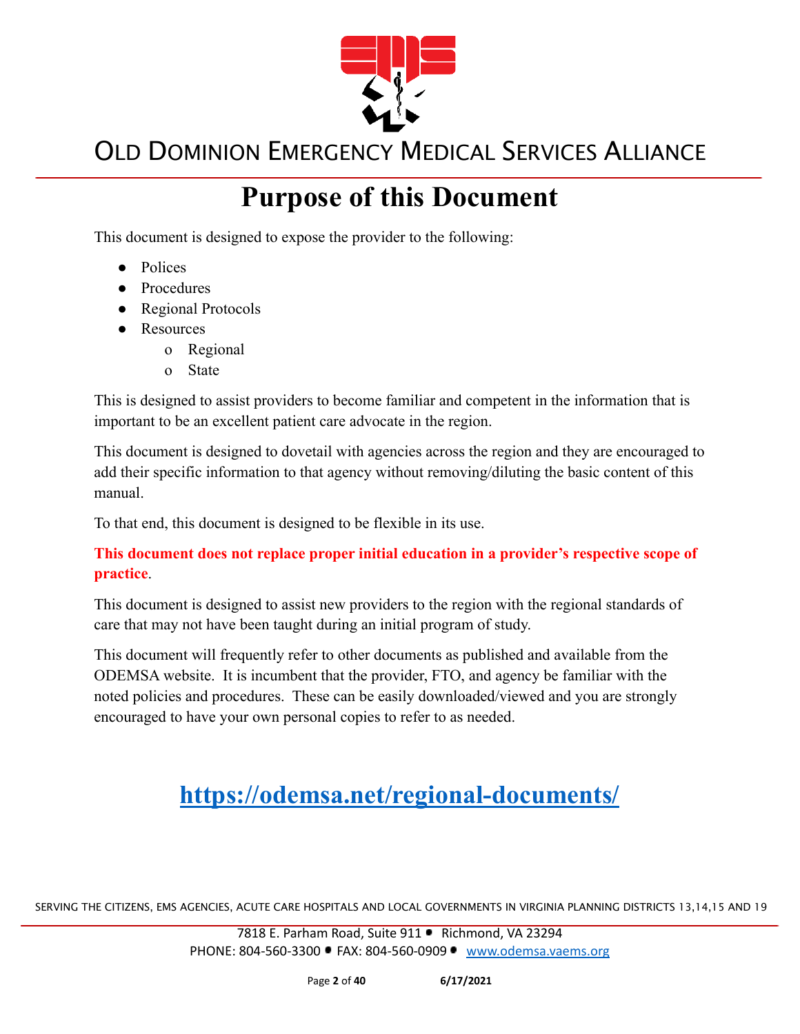# Purpose of this Document

This document is designed to expose the provider to the following:

- Polices
- Procedures
- Regional Protocols
- Resources
  - Regional
  - State

This is designed to assist providers to become familiar and competent in the information that is important to be an excellent patient care advocate in the region.

This document is designed to dovetail with agencies across the region and they are encouraged to add their specific information to that agency without removing/diluting the basic content of this manual.

To that end, this document is designed to be flexible in its use.

**This document does not replace proper initial education in a provider's respective scope of practice**.

This document is designed to assist new providers to the region with the regional standards of care that may not have been taught during an initial program of study.

This document will frequently refer to other documents as published and available from the ODEMSA website. It is incumbent that the provider, FTO, and agency be familiar with the noted policies and procedures. These can be easily downloaded/viewed and you are strongly encouraged to have your own personal copies to refer to as needed.

## https://odemsa.net/regional-documents/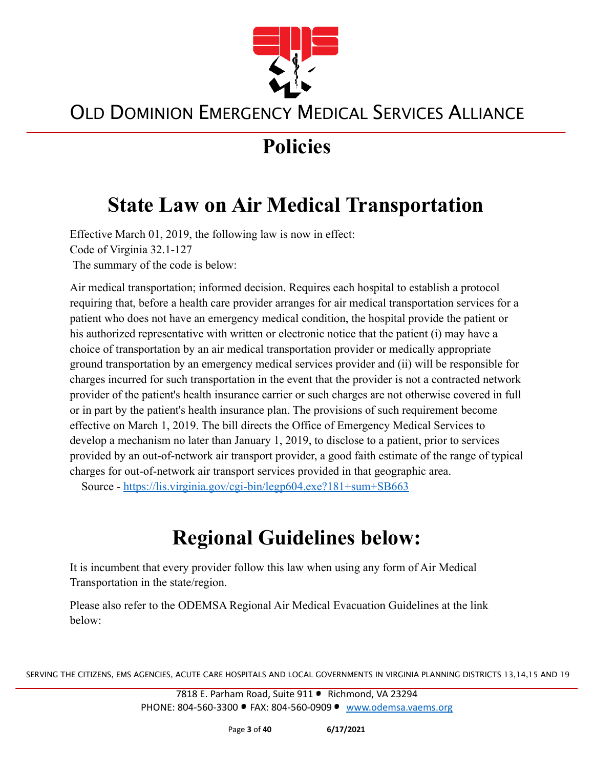# Policies

## State Law on Air Medical Transportation

Effective March 01, 2019, the following law is now in effect:
Code of Virginia 32.1-127
The summary of the code is below:

Air medical transportation; informed decision. Requires each hospital to establish a protocol requiring that, before a health care provider arranges for air medical transportation services for a patient who does not have an emergency medical condition, the hospital provide the patient or his authorized representative with written or electronic notice that the patient (i) may have a choice of transportation by an air medical transportation provider or medically appropriate ground transportation by an emergency medical services provider and (ii) will be responsible for charges incurred for such transportation in the event that the provider is not a contracted network provider of the patient's health insurance carrier or such charges are not otherwise covered in full or in part by the patient's health insurance plan. The provisions of such requirement become effective on March 1, 2019. The bill directs the Office of Emergency Medical Services to develop a mechanism no later than January 1, 2019, to disclose to a patient, prior to services provided by an out-of-network air transport provider, a good faith estimate of the range of typical charges for out-of-network air transport services provided in that geographic area.

Source - https://lis.virginia.gov/cgi-bin/legp604.exe?181+sum+SB663

## Regional Guidelines below:

It is incumbent that every provider follow this law when using any form of Air Medical Transportation in the state/region.

Please also refer to the ODEMSA Regional Air Medical Evacuation Guidelines at the link below: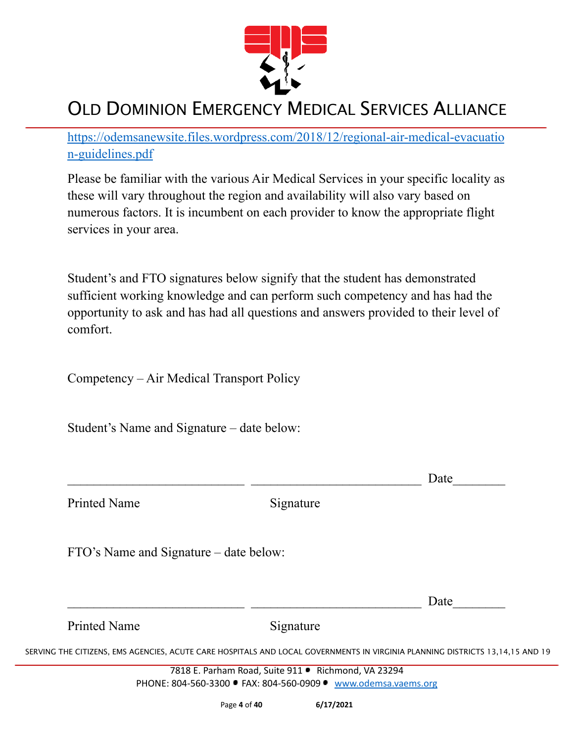https://odemsanewsite.files.wordpress.com/2018/12/regional-air-medical-evacuation-guidelines.pdf

Please be familiar with the various Air Medical Services in your specific locality as these will vary throughout the region and availability will also vary based on numerous factors. It is incumbent on each provider to know the appropriate flight services in your area.

Student's and FTO signatures below signify that the student has demonstrated sufficient working knowledge and can perform such competency and has had the opportunity to ask and has had all questions and answers provided to their level of comfort.

Competency – Air Medical Transport Policy

Student's Name and Signature – date below:

___________________________ ___________________________ Date________

Printed Name Signature

FTO's Name and Signature – date below:

___________________________ ___________________________ Date________

Printed Name Signature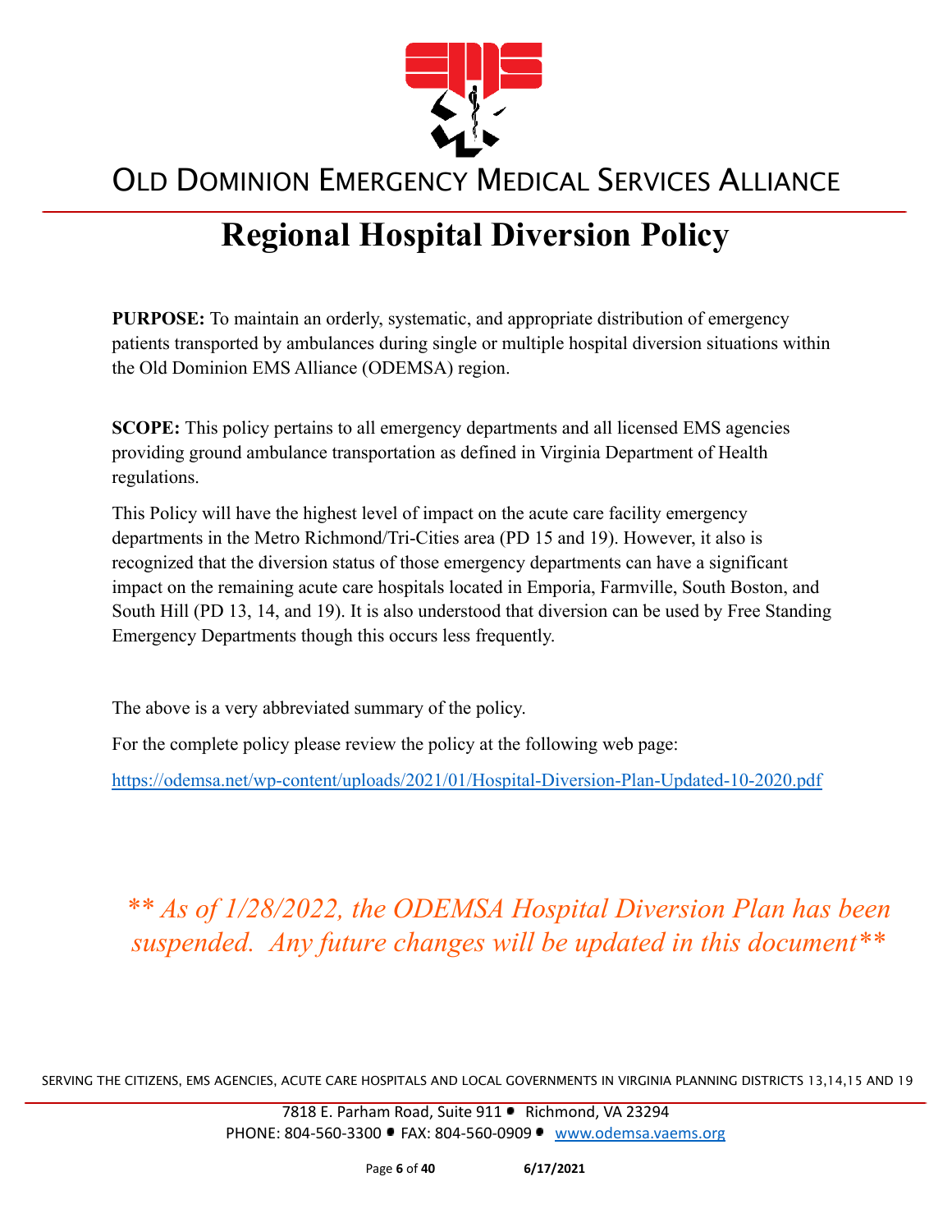# Regional Hospital Diversion Policy

**PURPOSE:** To maintain an orderly, systematic, and appropriate distribution of emergency patients transported by ambulances during single or multiple hospital diversion situations within the Old Dominion EMS Alliance (ODEMSA) region.

**SCOPE:** This policy pertains to all emergency departments and all licensed EMS agencies providing ground ambulance transportation as defined in Virginia Department of Health regulations.

This Policy will have the highest level of impact on the acute care facility emergency departments in the Metro Richmond/Tri-Cities area (PD 15 and 19). However, it also is recognized that the diversion status of those emergency departments can have a significant impact on the remaining acute care hospitals located in Emporia, Farmville, South Boston, and South Hill (PD 13, 14, and 19). It is also understood that diversion can be used by Free Standing Emergency Departments though this occurs less frequently.

The above is a very abbreviated summary of the policy.

For the complete policy please review the policy at the following web page:

https://odemsa.net/wp-content/uploads/2021/01/Hospital-Diversion-Plan-Updated-10-2020.pdf

*\*\* As of 1/28/2022, the ODEMSA Hospital Diversion Plan has been suspended. Any future changes will be updated in this document\*\**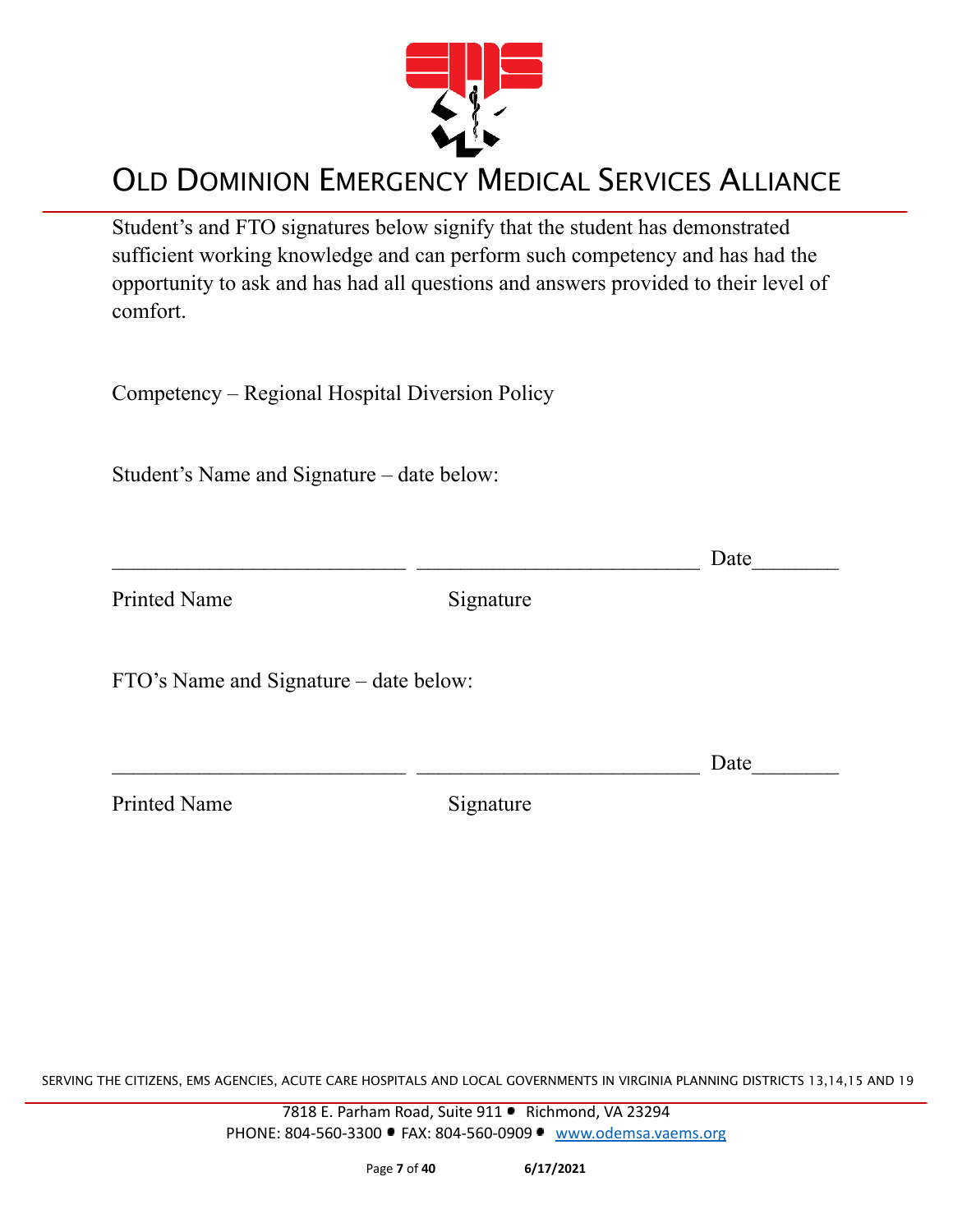Student's and FTO signatures below signify that the student has demonstrated sufficient working knowledge and can perform such competency and has had the opportunity to ask and has had all questions and answers provided to their level of comfort.

Competency – Regional Hospital Diversion Policy

Student's Name and Signature – date below:

\_\_\_\_\_\_\_\_\_\_\_\_\_\_\_\_\_\_\_\_\_\_\_\_\_\_\_\_ \_\_\_\_\_\_\_\_\_\_\_\_\_\_\_\_\_\_\_\_\_\_\_\_\_\_\_ Date\_\_\_\_\_\_\_\_

Printed Name Signature

FTO's Name and Signature – date below:

\_\_\_\_\_\_\_\_\_\_\_\_\_\_\_\_\_\_\_\_\_\_\_\_\_\_\_\_ \_\_\_\_\_\_\_\_\_\_\_\_\_\_\_\_\_\_\_\_\_\_\_\_\_\_\_ Date\_\_\_\_\_\_\_\_

Printed Name Signature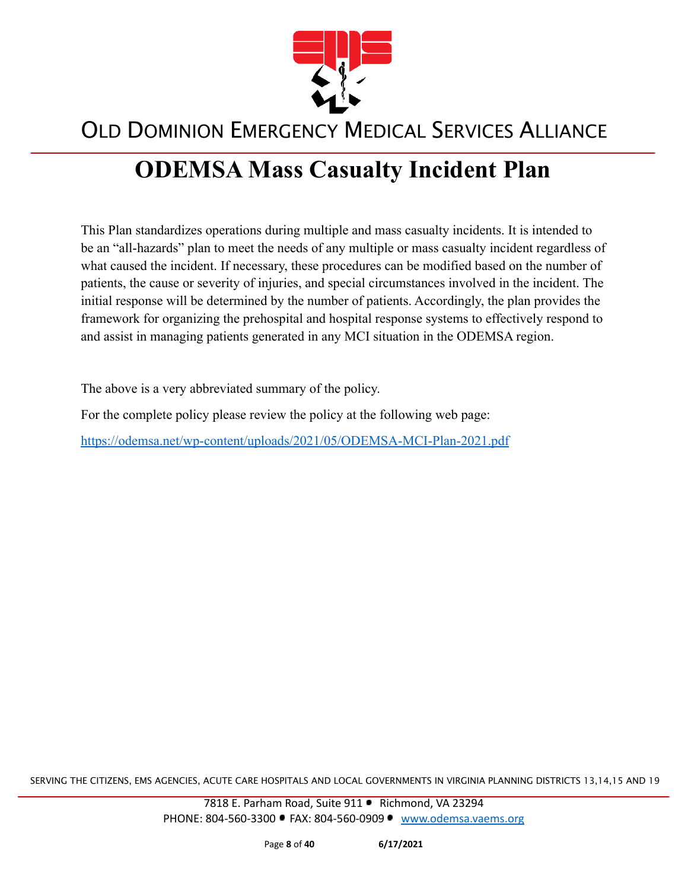OLD DOMINION EMERGENCY MEDICAL SERVICES ALLIANCE

# ODEMSA Mass Casualty Incident Plan

This Plan standardizes operations during multiple and mass casualty incidents. It is intended to be an "all-hazards" plan to meet the needs of any multiple or mass casualty incident regardless of what caused the incident. If necessary, these procedures can be modified based on the number of patients, the cause or severity of injuries, and special circumstances involved in the incident. The initial response will be determined by the number of patients. Accordingly, the plan provides the framework for organizing the prehospital and hospital response systems to effectively respond to and assist in managing patients generated in any MCI situation in the ODEMSA region.

The above is a very abbreviated summary of the policy.

For the complete policy please review the policy at the following web page:

https://odemsa.net/wp-content/uploads/2021/05/ODEMSA-MCI-Plan-2021.pdf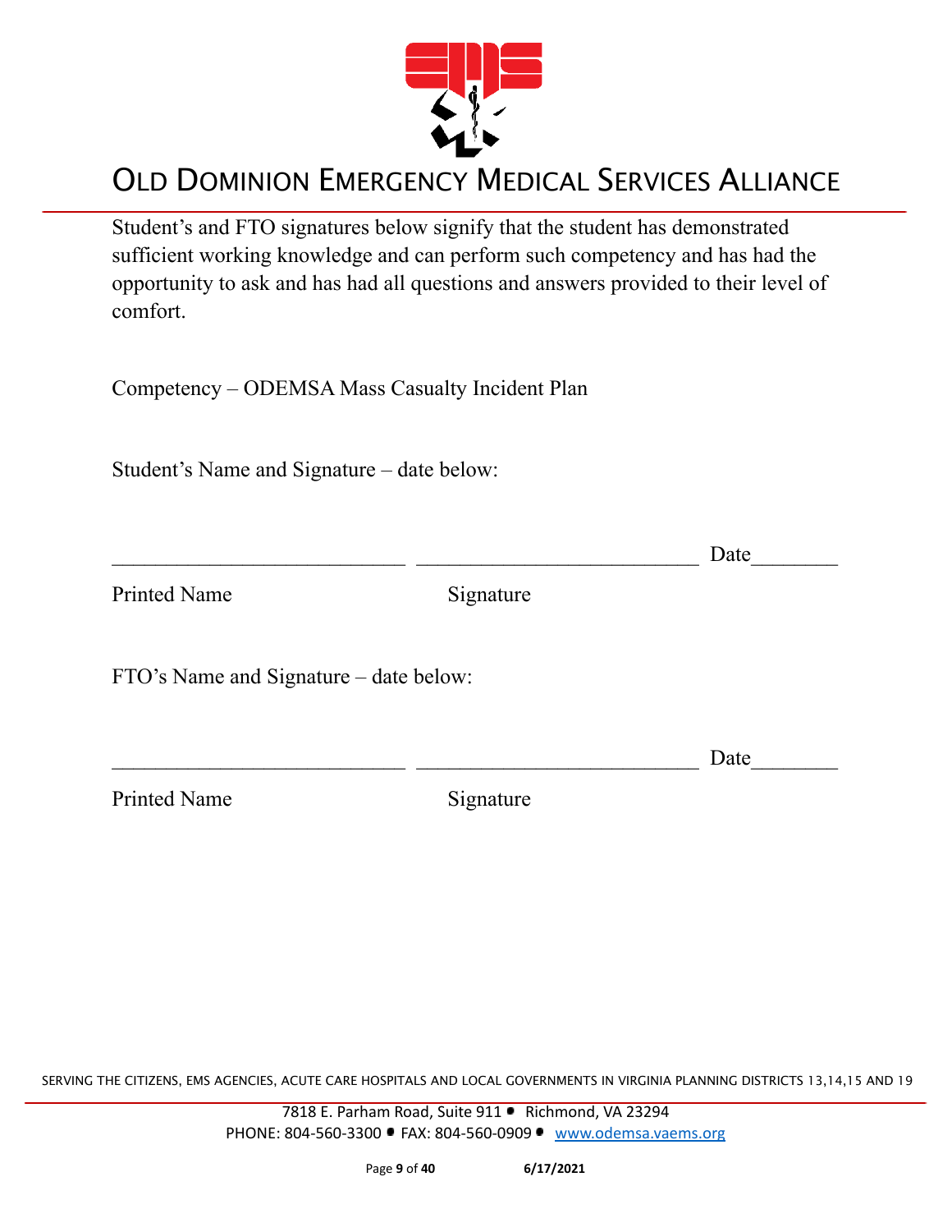Student's and FTO signatures below signify that the student has demonstrated sufficient working knowledge and can perform such competency and has had the opportunity to ask and has had all questions and answers provided to their level of comfort.

Competency – ODEMSA Mass Casualty Incident Plan

Student's Name and Signature – date below:

\_\_\_\_\_\_\_\_\_\_\_\_\_\_\_\_\_\_\_\_\_\_\_\_\_\_\_ \_\_\_\_\_\_\_\_\_\_\_\_\_\_\_\_\_\_\_\_\_\_\_\_\_\_ Date\_\_\_\_\_\_\_\_

Printed Name                    Signature

FTO's Name and Signature – date below:

\_\_\_\_\_\_\_\_\_\_\_\_\_\_\_\_\_\_\_\_\_\_\_\_\_\_\_ \_\_\_\_\_\_\_\_\_\_\_\_\_\_\_\_\_\_\_\_\_\_\_\_\_\_ Date\_\_\_\_\_\_\_\_

Printed Name                    Signature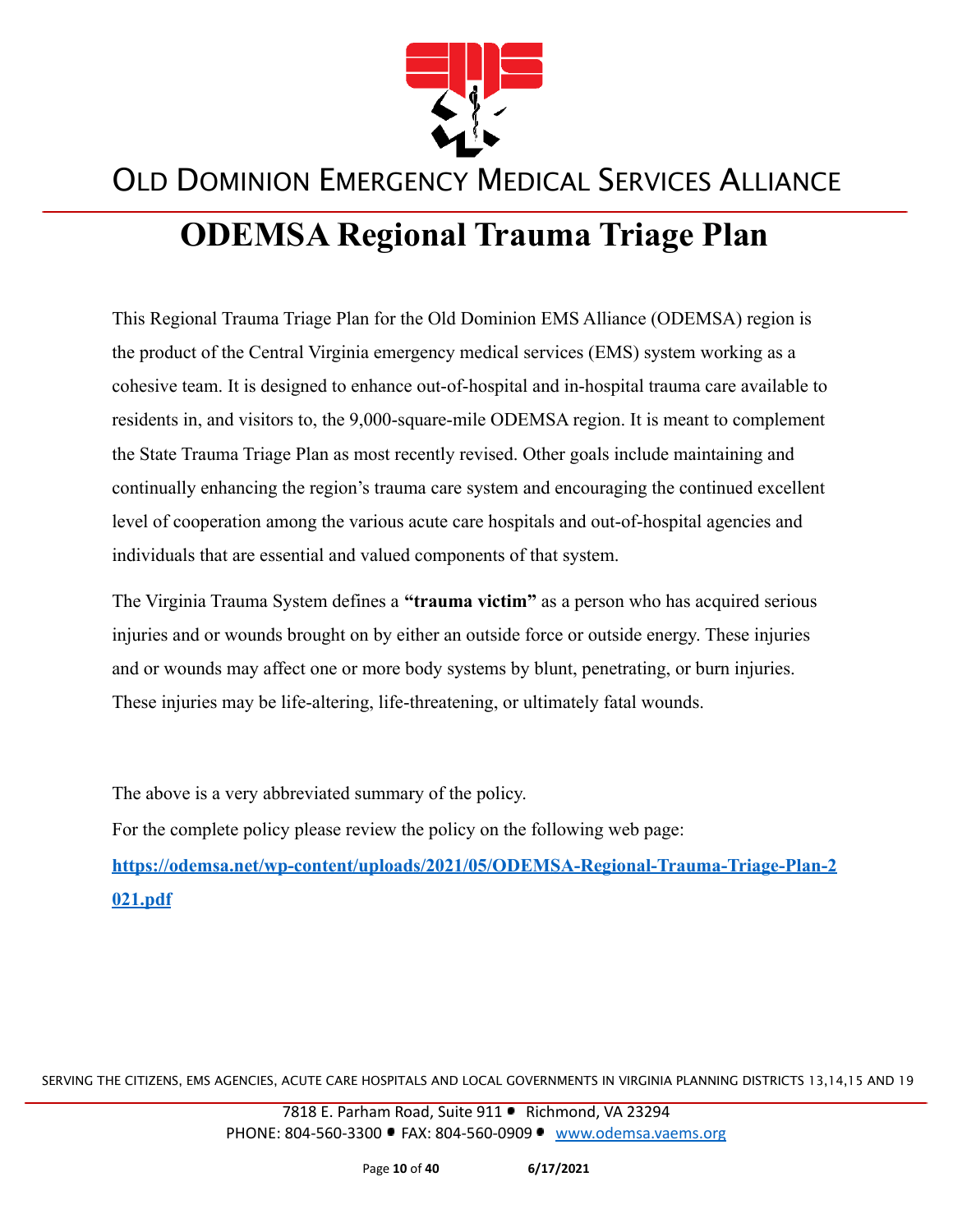# ODEMSA Regional Trauma Triage Plan

This Regional Trauma Triage Plan for the Old Dominion EMS Alliance (ODEMSA) region is the product of the Central Virginia emergency medical services (EMS) system working as a cohesive team. It is designed to enhance out-of-hospital and in-hospital trauma care available to residents in, and visitors to, the 9,000-square-mile ODEMSA region. It is meant to complement the State Trauma Triage Plan as most recently revised. Other goals include maintaining and continually enhancing the region's trauma care system and encouraging the continued excellent level of cooperation among the various acute care hospitals and out-of-hospital agencies and individuals that are essential and valued components of that system.

The Virginia Trauma System defines a **"trauma victim"** as a person who has acquired serious injuries and or wounds brought on by either an outside force or outside energy. These injuries and or wounds may affect one or more body systems by blunt, penetrating, or burn injuries. These injuries may be life-altering, life-threatening, or ultimately fatal wounds.

The above is a very abbreviated summary of the policy.

For the complete policy please review the policy on the following web page:

**https://odemsa.net/wp-content/uploads/2021/05/ODEMSA-Regional-Trauma-Triage-Plan-2021.pdf**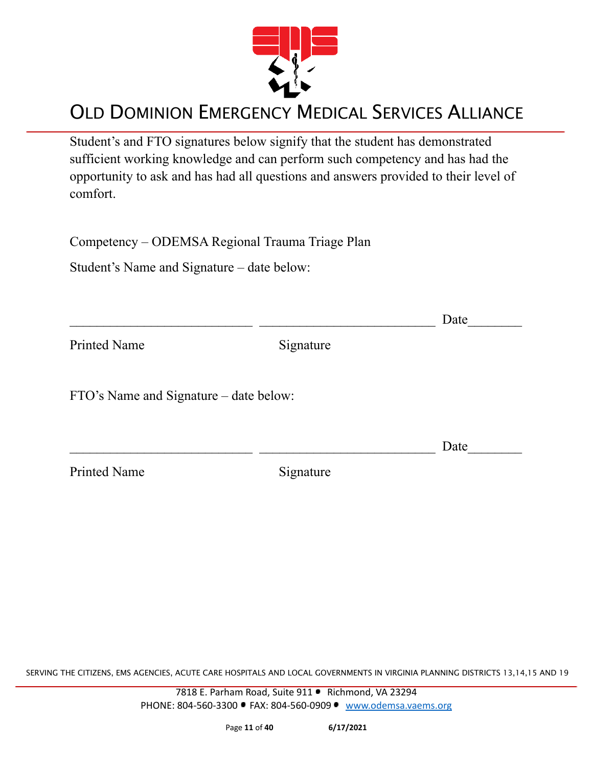Student's and FTO signatures below signify that the student has demonstrated sufficient working knowledge and can perform such competency and has had the opportunity to ask and has had all questions and answers provided to their level of comfort.

Competency – ODEMSA Regional Trauma Triage Plan

Student's Name and Signature – date below:

___________________________ ___________________________ Date________

Printed Name Signature

FTO's Name and Signature – date below:

___________________________ ___________________________ Date________

Printed Name Signature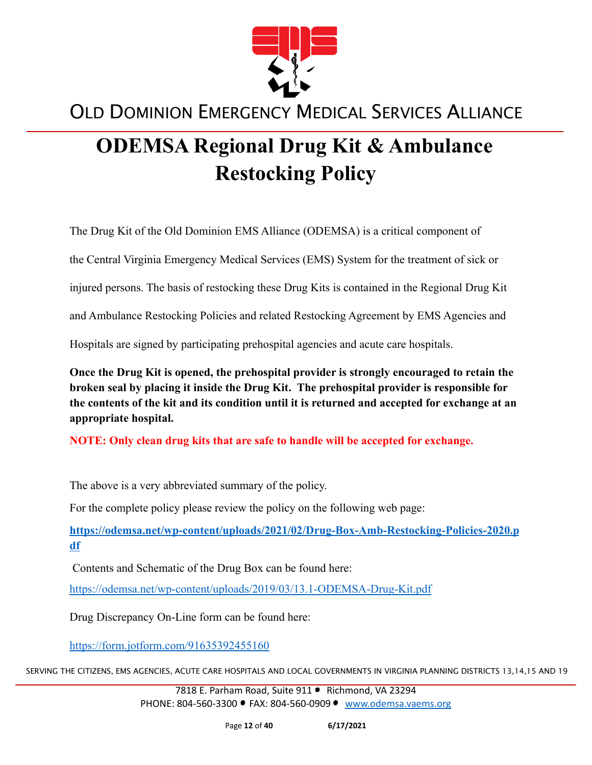# OLD DOMINION EMERGENCY MEDICAL SERVICES ALLIANCE

# ODEMSA Regional Drug Kit & Ambulance Restocking Policy

The Drug Kit of the Old Dominion EMS Alliance (ODEMSA) is a critical component of the Central Virginia Emergency Medical Services (EMS) System for the treatment of sick or injured persons. The basis of restocking these Drug Kits is contained in the Regional Drug Kit and Ambulance Restocking Policies and related Restocking Agreement by EMS Agencies and Hospitals are signed by participating prehospital agencies and acute care hospitals.

**Once the Drug Kit is opened, the prehospital provider is strongly encouraged to retain the broken seal by placing it inside the Drug Kit. The prehospital provider is responsible for the contents of the kit and its condition until it is returned and accepted for exchange at an appropriate hospital.**

**NOTE: Only clean drug kits that are safe to handle will be accepted for exchange.**

The above is a very abbreviated summary of the policy.

For the complete policy please review the policy on the following web page:

**https://odemsa.net/wp-content/uploads/2021/02/Drug-Box-Amb-Restocking-Policies-2020.pdf**

Contents and Schematic of the Drug Box can be found here:

https://odemsa.net/wp-content/uploads/2019/03/13.1-ODEMSA-Drug-Kit.pdf

Drug Discrepancy On-Line form can be found here:

https://form.jotform.com/91635392455160

SERVING THE CITIZENS, EMS AGENCIES, ACUTE CARE HOSPITALS AND LOCAL GOVERNMENTS IN VIRGINIA PLANNING DISTRICTS 13,14,15 AND 19

7818 E. Parham Road, Suite 911 • Richmond, VA 23294
PHONE: 804-560-3300 • FAX: 804-560-0909 • www.odemsa.vaems.org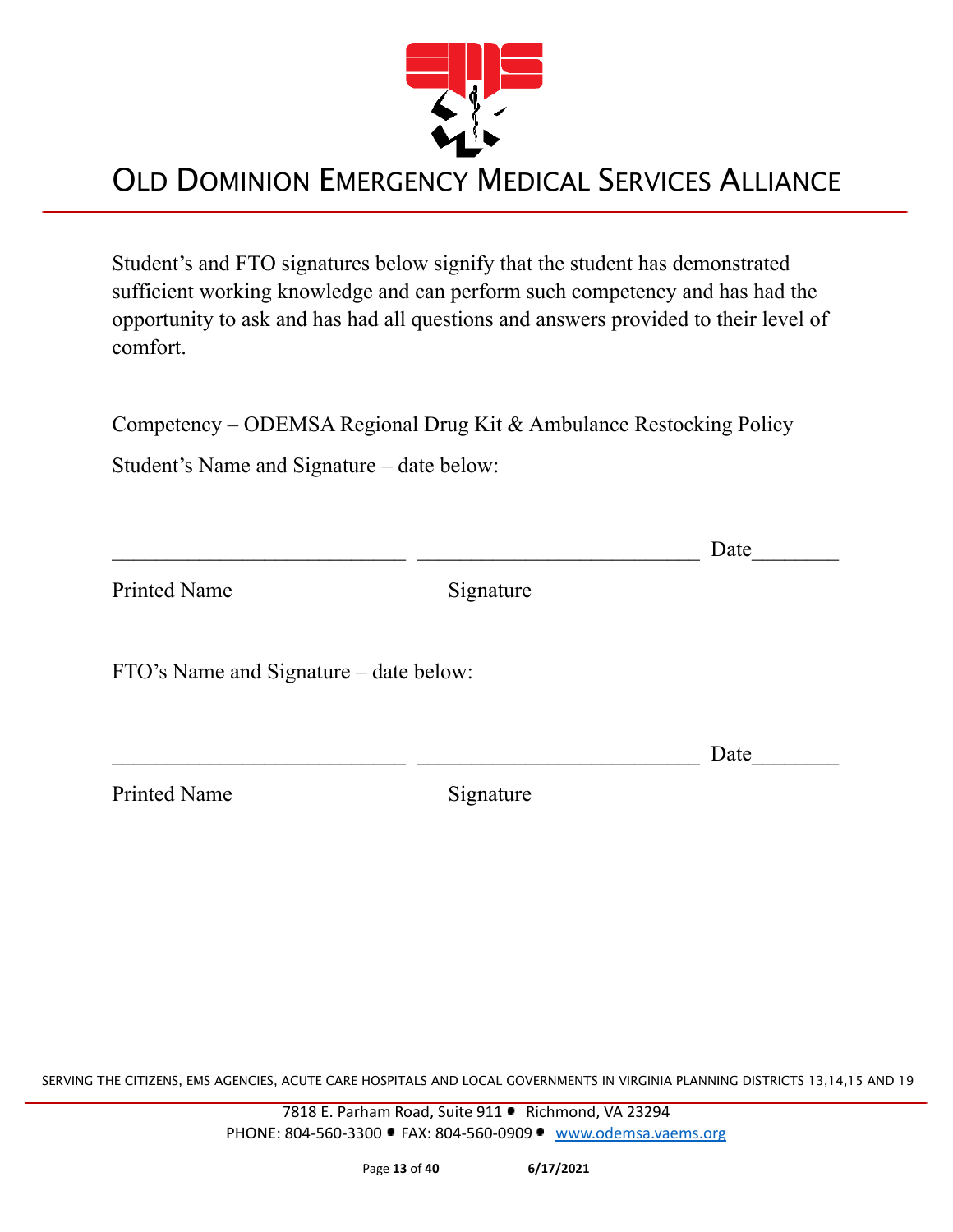# OLD DOMINION EMERGENCY MEDICAL SERVICES ALLIANCE

Student's and FTO signatures below signify that the student has demonstrated sufficient working knowledge and can perform such competency and has had the opportunity to ask and has had all questions and answers provided to their level of comfort.

Competency – ODEMSA Regional Drug Kit & Ambulance Restocking Policy

Student's Name and Signature – date below:

___________________________ __________________________ Date________

Printed Name                                   Signature

FTO's Name and Signature – date below:

___________________________ __________________________ Date________

Printed Name                                   Signature

SERVING THE CITIZENS, EMS AGENCIES, ACUTE CARE HOSPITALS AND LOCAL GOVERNMENTS IN VIRGINIA PLANNING DISTRICTS 13,14,15 AND 19

7818 E. Parham Road, Suite 911 • Richmond, VA 23294
PHONE: 804-560-3300 • FAX: 804-560-0909 • www.odemsa.vaems.org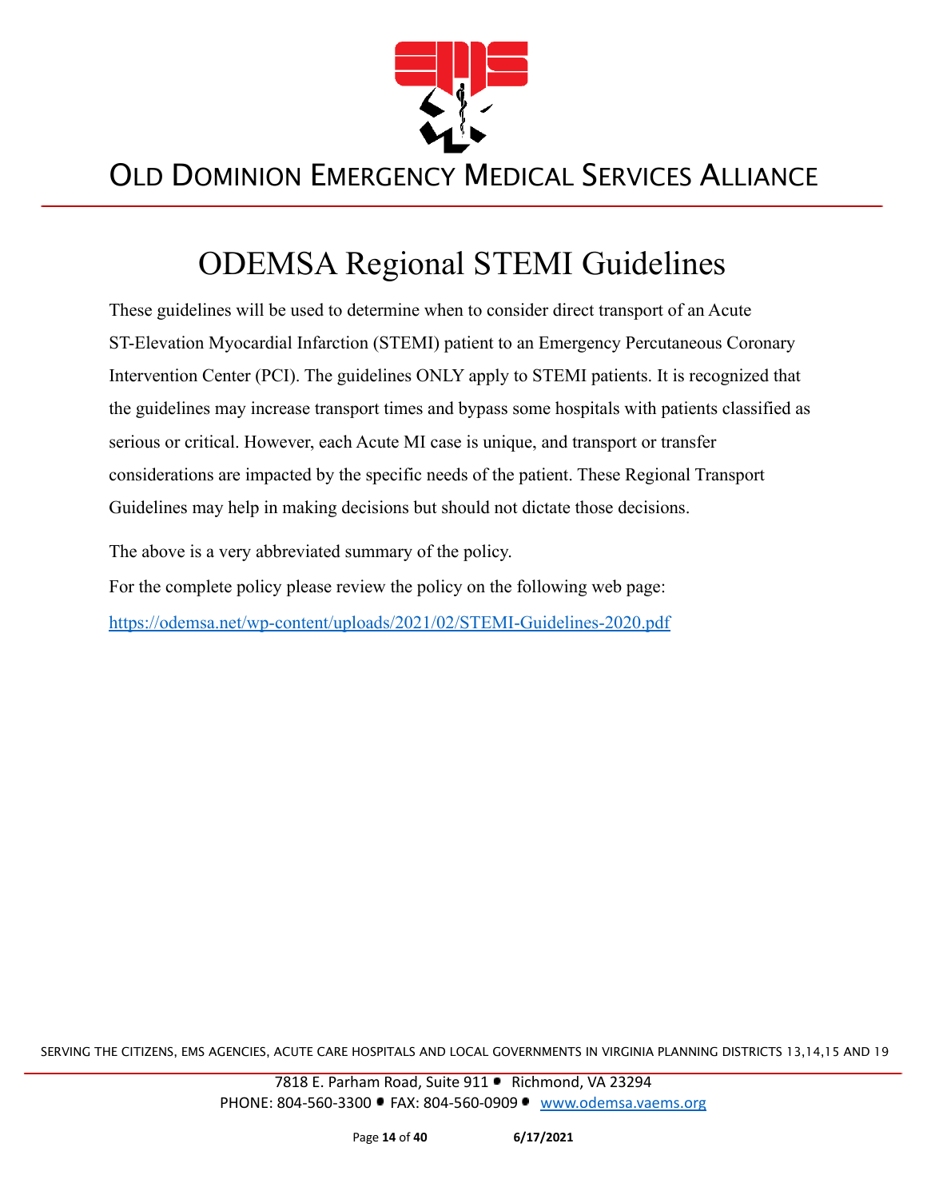# ODEMSA Regional STEMI Guidelines

These guidelines will be used to determine when to consider direct transport of an Acute ST-Elevation Myocardial Infarction (STEMI) patient to an Emergency Percutaneous Coronary Intervention Center (PCI). The guidelines ONLY apply to STEMI patients. It is recognized that the guidelines may increase transport times and bypass some hospitals with patients classified as serious or critical. However, each Acute MI case is unique, and transport or transfer considerations are impacted by the specific needs of the patient. These Regional Transport Guidelines may help in making decisions but should not dictate those decisions.

The above is a very abbreviated summary of the policy.

For the complete policy please review the policy on the following web page:

https://odemsa.net/wp-content/uploads/2021/02/STEMI-Guidelines-2020.pdf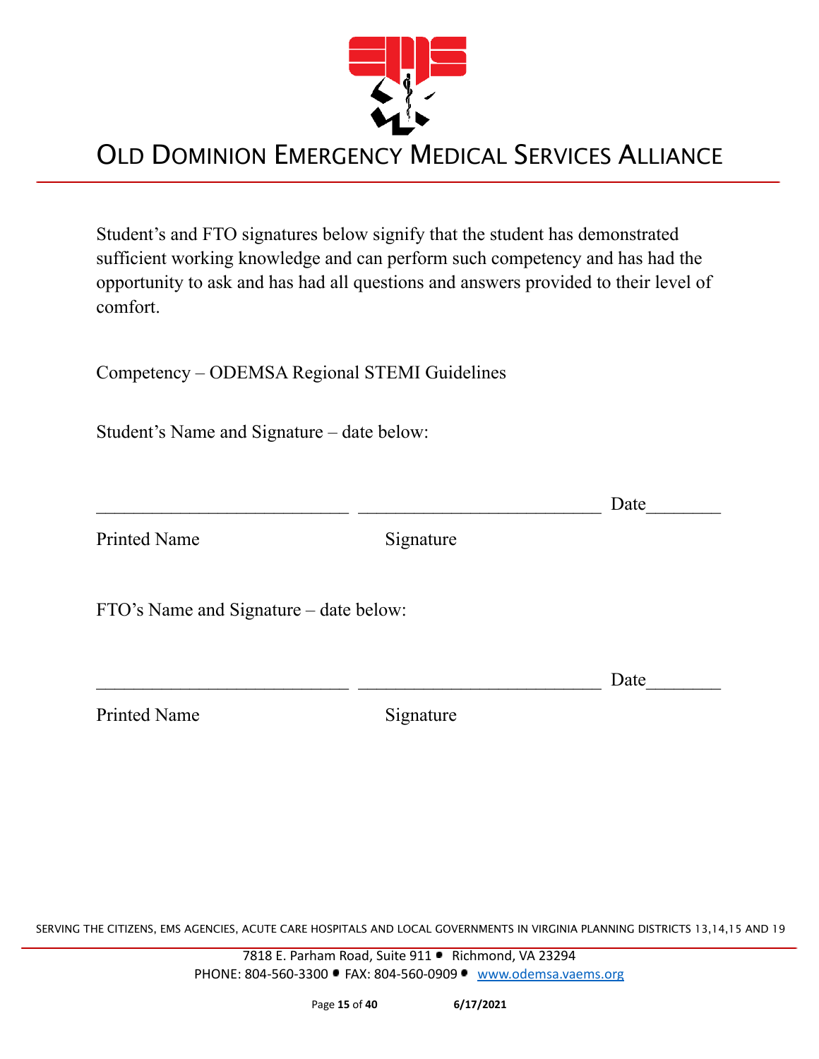Student's and FTO signatures below signify that the student has demonstrated sufficient working knowledge and can perform such competency and has had the opportunity to ask and has had all questions and answers provided to their level of comfort.

Competency – ODEMSA Regional STEMI Guidelines

Student's Name and Signature – date below:

___________________________ __________________________ Date________

Printed Name Signature

FTO's Name and Signature – date below:

___________________________ __________________________ Date________

Printed Name Signature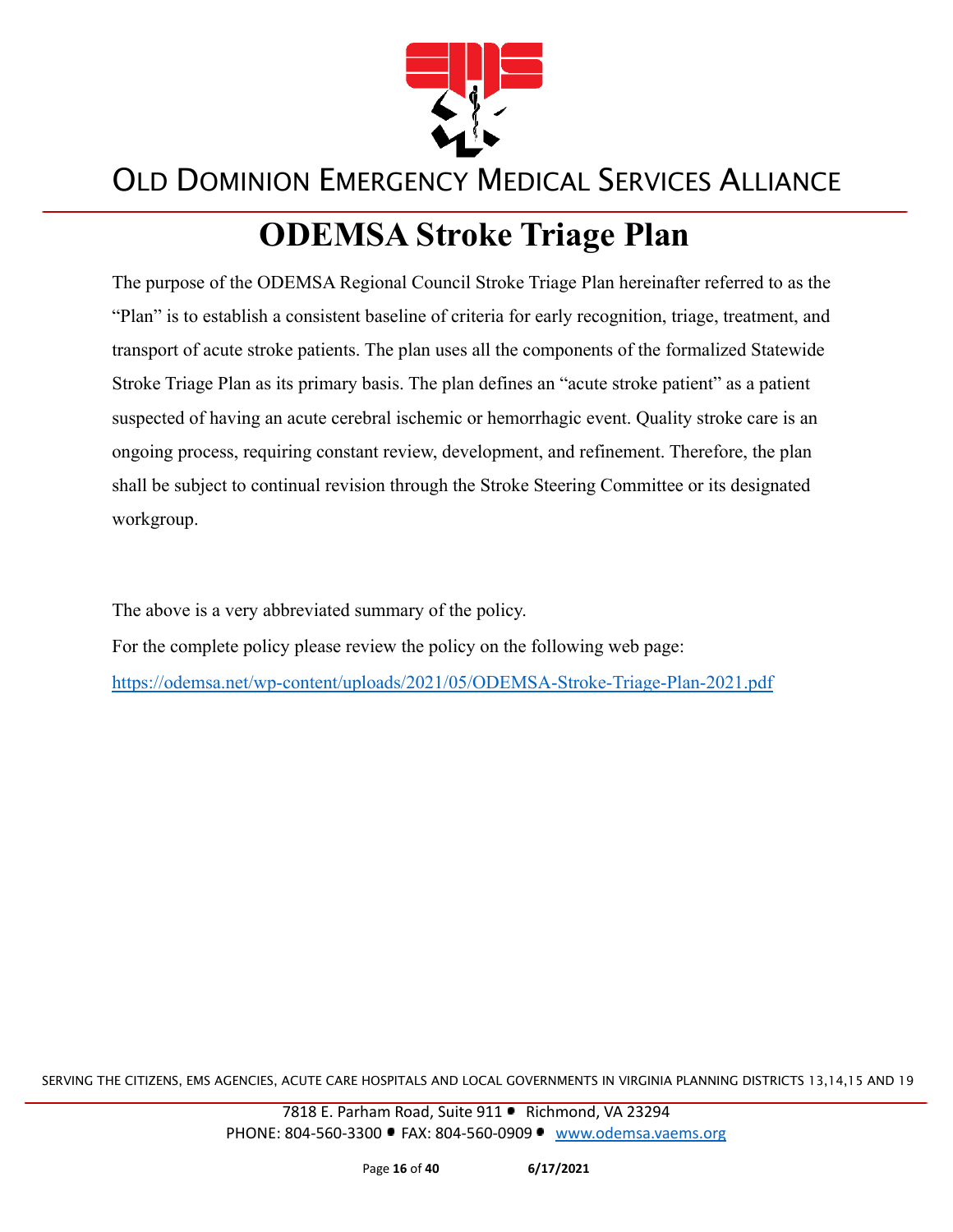# ODEMSA Stroke Triage Plan

The purpose of the ODEMSA Regional Council Stroke Triage Plan hereinafter referred to as the "Plan" is to establish a consistent baseline of criteria for early recognition, triage, treatment, and transport of acute stroke patients. The plan uses all the components of the formalized Statewide Stroke Triage Plan as its primary basis. The plan defines an "acute stroke patient" as a patient suspected of having an acute cerebral ischemic or hemorrhagic event. Quality stroke care is an ongoing process, requiring constant review, development, and refinement. Therefore, the plan shall be subject to continual revision through the Stroke Steering Committee or its designated workgroup.

The above is a very abbreviated summary of the policy.

For the complete policy please review the policy on the following web page:

https://odemsa.net/wp-content/uploads/2021/05/ODEMSA-Stroke-Triage-Plan-2021.pdf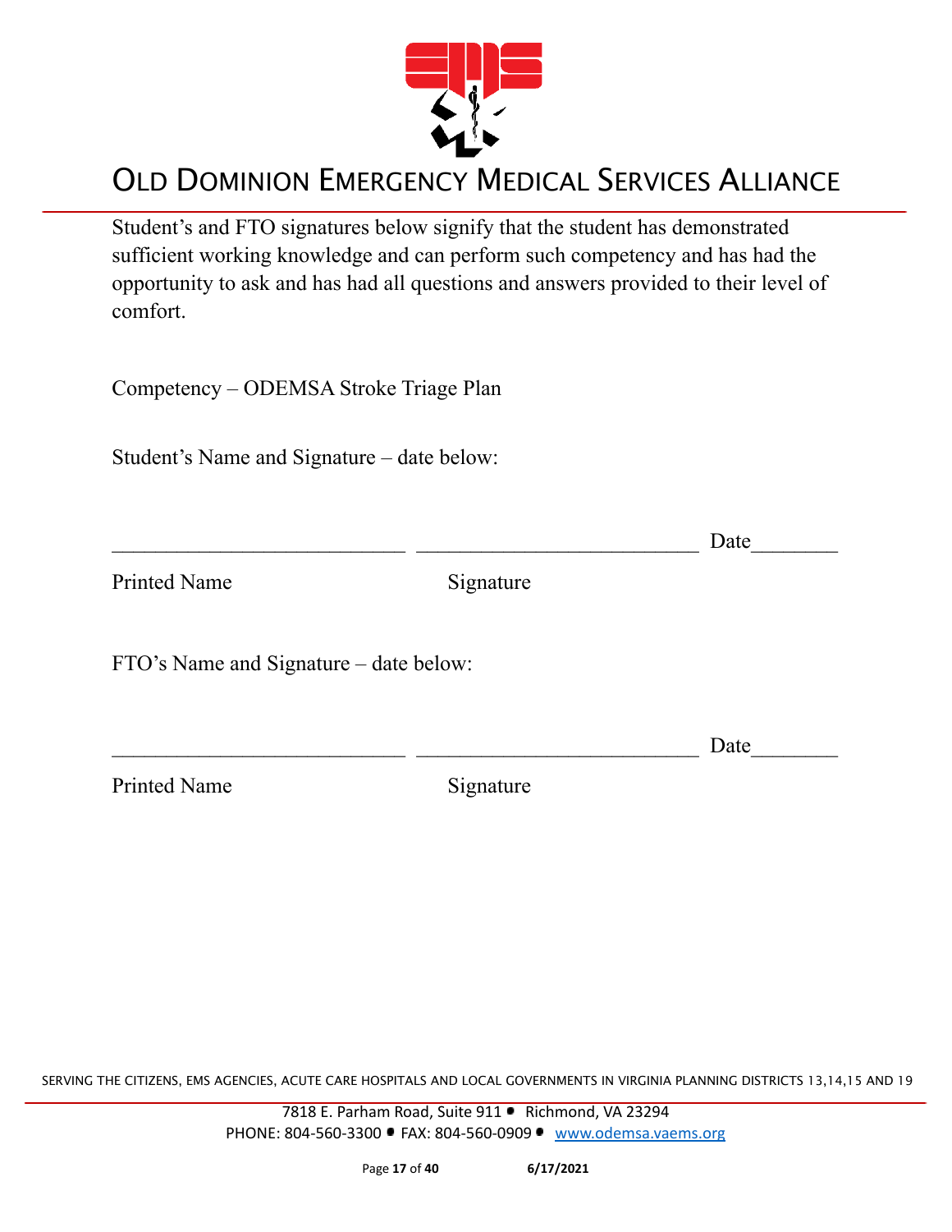Student's and FTO signatures below signify that the student has demonstrated sufficient working knowledge and can perform such competency and has had the opportunity to ask and has had all questions and answers provided to their level of comfort.

Competency – ODEMSA Stroke Triage Plan

Student's Name and Signature – date below:

___________________________ __________________________ Date________

Printed Name Signature

FTO's Name and Signature – date below:

___________________________ __________________________ Date________

Printed Name Signature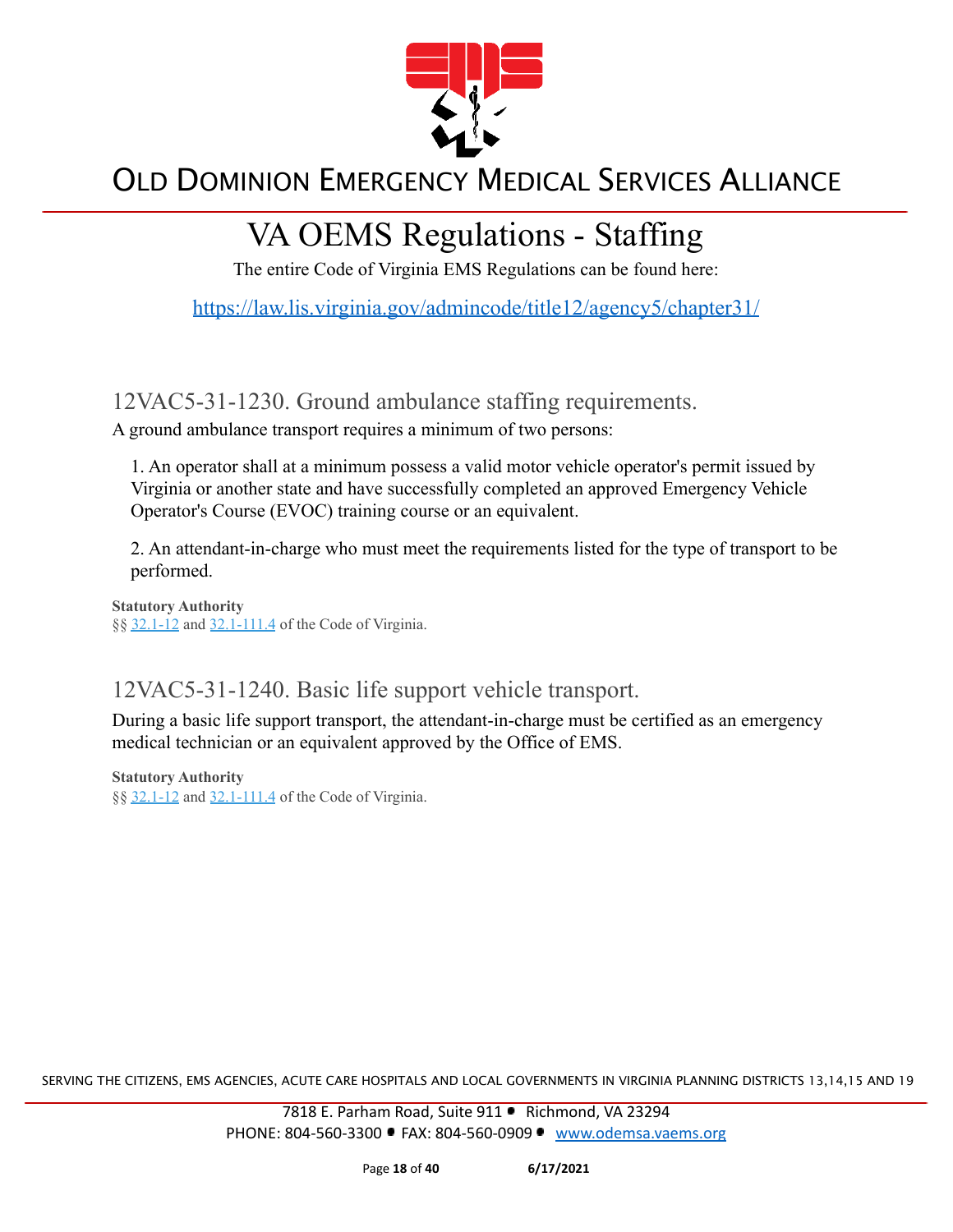# VA OEMS Regulations - Staffing

The entire Code of Virginia EMS Regulations can be found here:

https://law.lis.virginia.gov/admincode/title12/agency5/chapter31/

## 12VAC5-31-1230. Ground ambulance staffing requirements.

A ground ambulance transport requires a minimum of two persons:

1. An operator shall at a minimum possess a valid motor vehicle operator's permit issued by Virginia or another state and have successfully completed an approved Emergency Vehicle Operator's Course (EVOC) training course or an equivalent.

2. An attendant-in-charge who must meet the requirements listed for the type of transport to be performed.

**Statutory Authority**

§§ 32.1-12 and 32.1-111.4 of the Code of Virginia.

## 12VAC5-31-1240. Basic life support vehicle transport.

During a basic life support transport, the attendant-in-charge must be certified as an emergency medical technician or an equivalent approved by the Office of EMS.

**Statutory Authority**

§§ 32.1-12 and 32.1-111.4 of the Code of Virginia.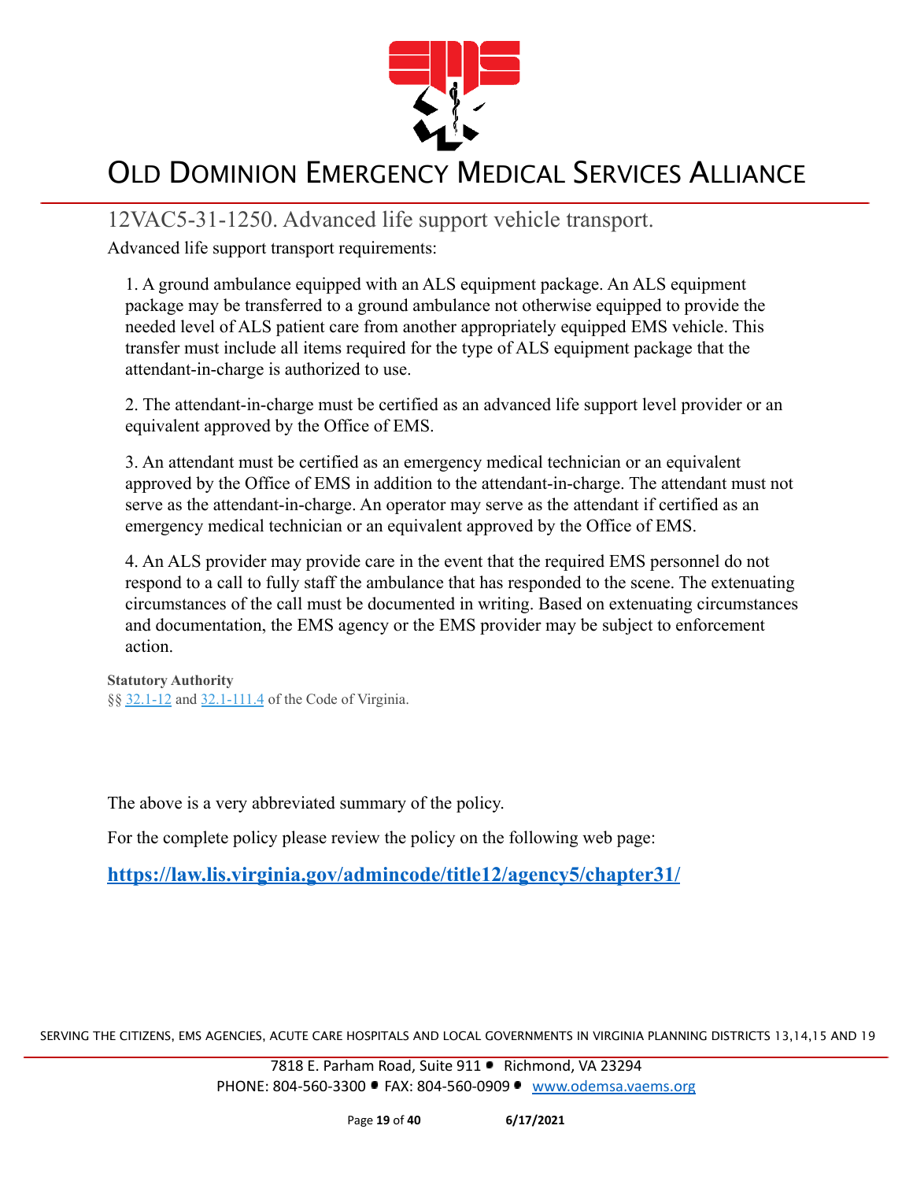## 12VAC5-31-1250. Advanced life support vehicle transport.

Advanced life support transport requirements:

1. A ground ambulance equipped with an ALS equipment package. An ALS equipment package may be transferred to a ground ambulance not otherwise equipped to provide the needed level of ALS patient care from another appropriately equipped EMS vehicle. This transfer must include all items required for the type of ALS equipment package that the attendant-in-charge is authorized to use.

2. The attendant-in-charge must be certified as an advanced life support level provider or an equivalent approved by the Office of EMS.

3. An attendant must be certified as an emergency medical technician or an equivalent approved by the Office of EMS in addition to the attendant-in-charge. The attendant must not serve as the attendant-in-charge. An operator may serve as the attendant if certified as an emergency medical technician or an equivalent approved by the Office of EMS.

4. An ALS provider may provide care in the event that the required EMS personnel do not respond to a call to fully staff the ambulance that has responded to the scene. The extenuating circumstances of the call must be documented in writing. Based on extenuating circumstances and documentation, the EMS agency or the EMS provider may be subject to enforcement action.

**Statutory Authority**

§§ 32.1-12 and 32.1-111.4 of the Code of Virginia.

The above is a very abbreviated summary of the policy.

For the complete policy please review the policy on the following web page:

**https://law.lis.virginia.gov/admincode/title12/agency5/chapter31/**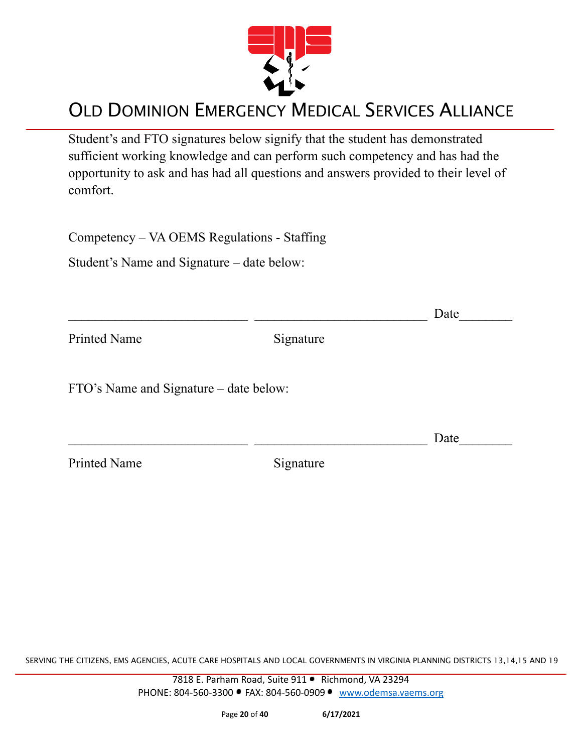Student's and FTO signatures below signify that the student has demonstrated sufficient working knowledge and can perform such competency and has had the opportunity to ask and has had all questions and answers provided to their level of comfort.

Competency – VA OEMS Regulations - Staffing

Student's Name and Signature – date below:

\_\_\_\_\_\_\_\_\_\_\_\_\_\_\_\_\_\_\_\_\_\_\_\_\_\_\_ \_\_\_\_\_\_\_\_\_\_\_\_\_\_\_\_\_\_\_\_\_\_\_\_\_\_ Date\_\_\_\_\_\_\_\_

Printed Name Signature

FTO's Name and Signature – date below:

\_\_\_\_\_\_\_\_\_\_\_\_\_\_\_\_\_\_\_\_\_\_\_\_\_\_\_ \_\_\_\_\_\_\_\_\_\_\_\_\_\_\_\_\_\_\_\_\_\_\_\_\_\_ Date\_\_\_\_\_\_\_\_

Printed Name Signature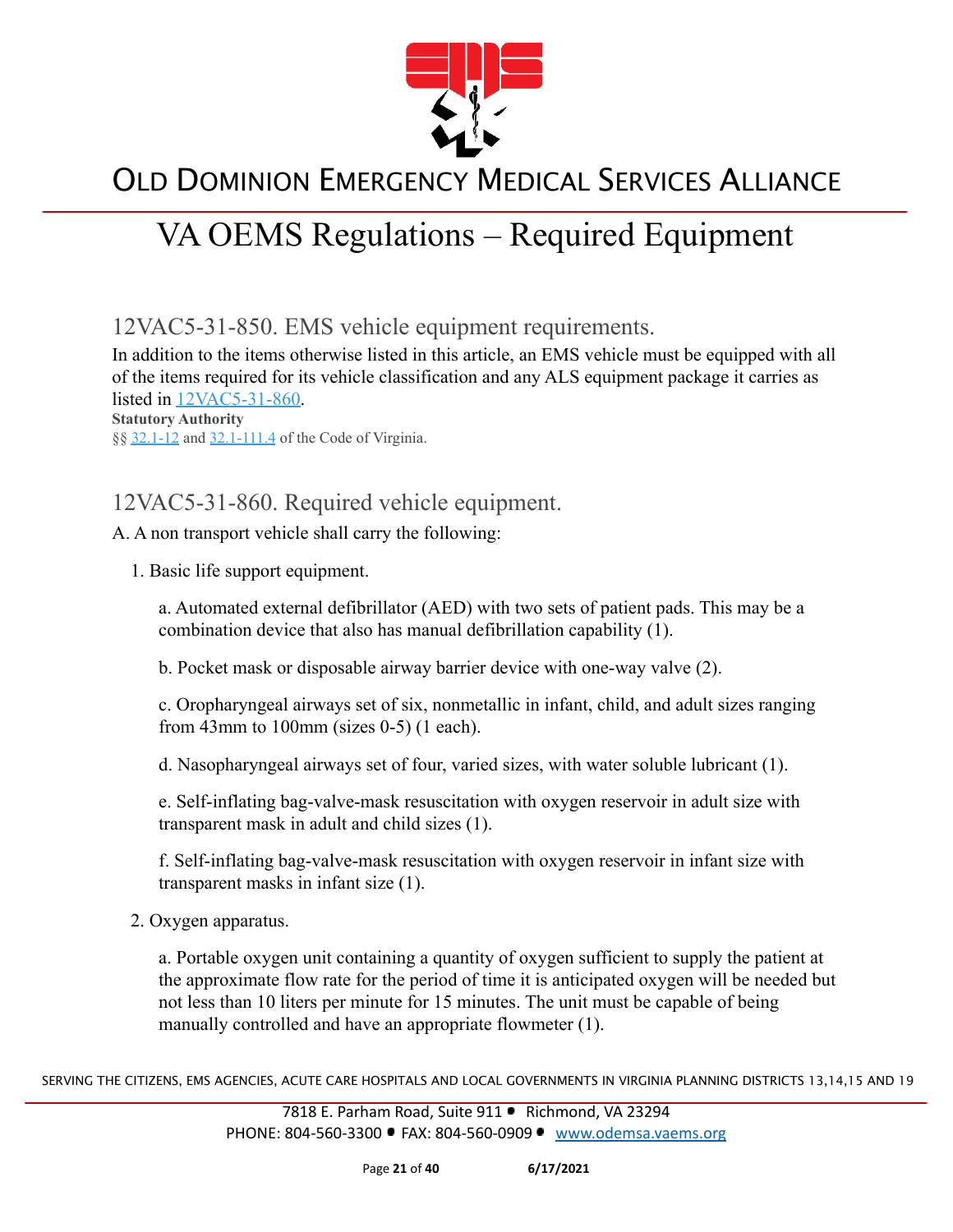# OLD DOMINION EMERGENCY MEDICAL SERVICES ALLIANCE

# VA OEMS Regulations – Required Equipment

## 12VAC5-31-850. EMS vehicle equipment requirements.

In addition to the items otherwise listed in this article, an EMS vehicle must be equipped with all of the items required for its vehicle classification and any ALS equipment package it carries as listed in 12VAC5-31-860.

**Statutory Authority**

§§ 32.1-12 and 32.1-111.4 of the Code of Virginia.

## 12VAC5-31-860. Required vehicle equipment.

A. A non transport vehicle shall carry the following:

1. Basic life support equipment.

   a. Automated external defibrillator (AED) with two sets of patient pads. This may be a combination device that also has manual defibrillation capability (1).

   b. Pocket mask or disposable airway barrier device with one-way valve (2).

   c. Oropharyngeal airways set of six, nonmetallic in infant, child, and adult sizes ranging from 43mm to 100mm (sizes 0-5) (1 each).

   d. Nasopharyngeal airways set of four, varied sizes, with water soluble lubricant (1).

   e. Self-inflating bag-valve-mask resuscitation with oxygen reservoir in adult size with transparent mask in adult and child sizes (1).

   f. Self-inflating bag-valve-mask resuscitation with oxygen reservoir in infant size with transparent masks in infant size (1).

2. Oxygen apparatus.

   a. Portable oxygen unit containing a quantity of oxygen sufficient to supply the patient at the approximate flow rate for the period of time it is anticipated oxygen will be needed but not less than 10 liters per minute for 15 minutes. The unit must be capable of being manually controlled and have an appropriate flowmeter (1).

SERVING THE CITIZENS, EMS AGENCIES, ACUTE CARE HOSPITALS AND LOCAL GOVERNMENTS IN VIRGINIA PLANNING DISTRICTS 13,14,15 AND 19

7818 E. Parham Road, Suite 911 • Richmond, VA 23294
PHONE: 804-560-3300 • FAX: 804-560-0909 • www.odemsa.vaems.org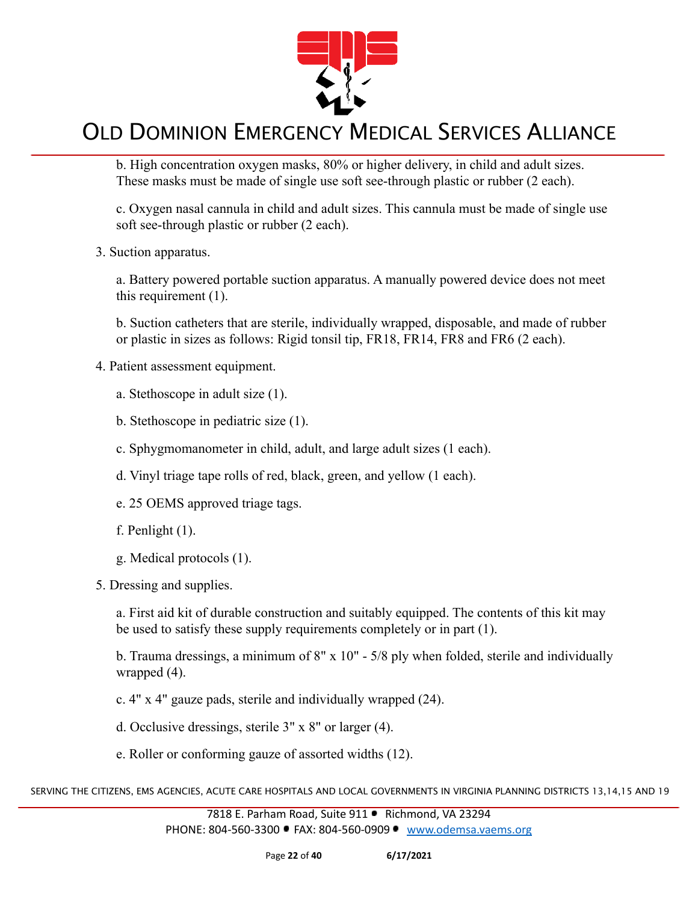b. High concentration oxygen masks, 80% or higher delivery, in child and adult sizes. These masks must be made of single use soft see-through plastic or rubber (2 each).

c. Oxygen nasal cannula in child and adult sizes. This cannula must be made of single use soft see-through plastic or rubber (2 each).

3. Suction apparatus.

   a. Battery powered portable suction apparatus. A manually powered device does not meet this requirement (1).

   b. Suction catheters that are sterile, individually wrapped, disposable, and made of rubber or plastic in sizes as follows: Rigid tonsil tip, FR18, FR14, FR8 and FR6 (2 each).

4. Patient assessment equipment.

   a. Stethoscope in adult size (1).

   b. Stethoscope in pediatric size (1).

   c. Sphygmomanometer in child, adult, and large adult sizes (1 each).

   d. Vinyl triage tape rolls of red, black, green, and yellow (1 each).

   e. 25 OEMS approved triage tags.

   f. Penlight (1).

   g. Medical protocols (1).

5. Dressing and supplies.

   a. First aid kit of durable construction and suitably equipped. The contents of this kit may be used to satisfy these supply requirements completely or in part (1).

   b. Trauma dressings, a minimum of 8" x 10" - 5/8 ply when folded, sterile and individually wrapped (4).

   c. 4" x 4" gauze pads, sterile and individually wrapped (24).

   d. Occlusive dressings, sterile 3" x 8" or larger (4).

   e. Roller or conforming gauze of assorted widths (12).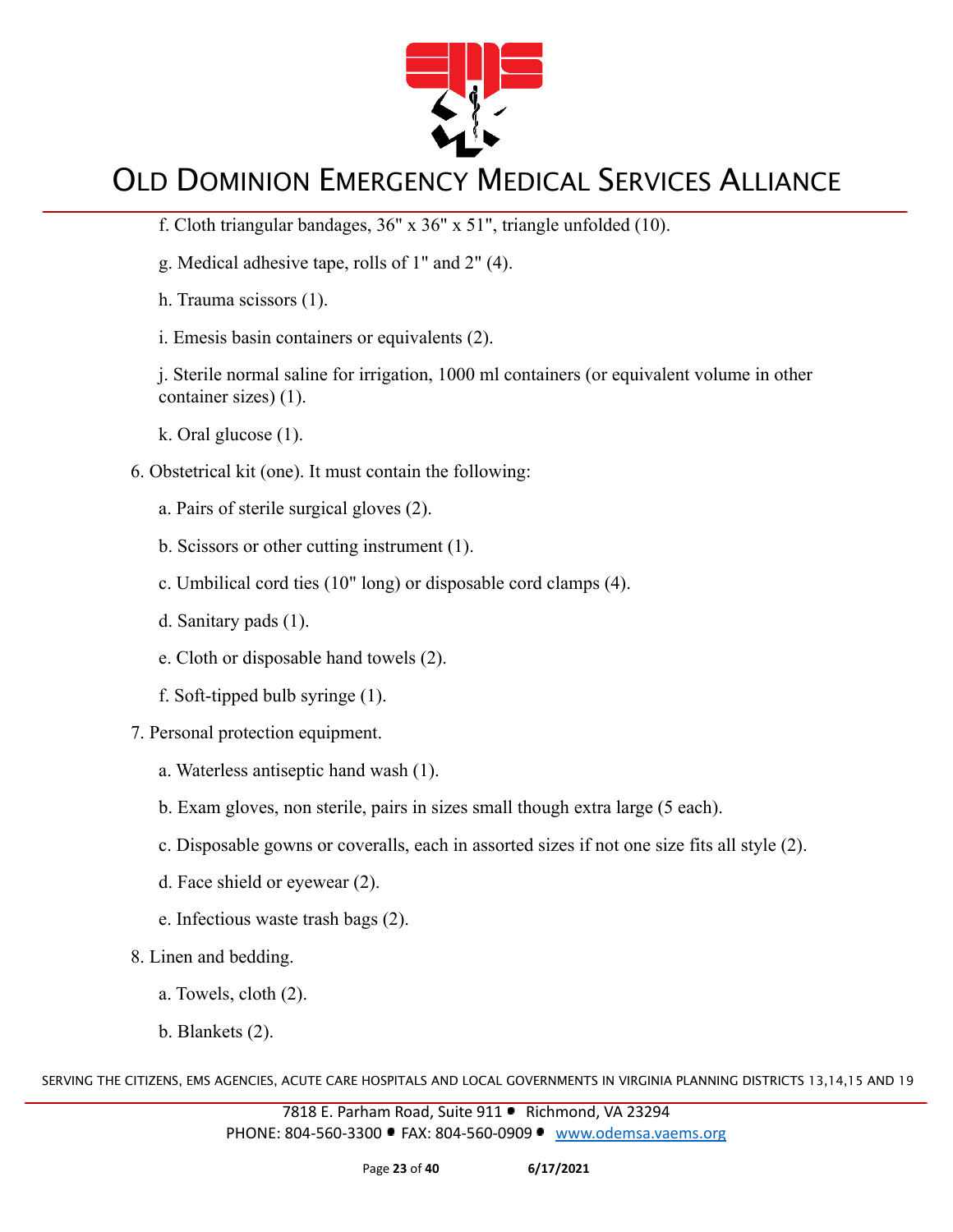f. Cloth triangular bandages, 36" x 36" x 51", triangle unfolded (10).

g. Medical adhesive tape, rolls of 1" and 2" (4).

h. Trauma scissors (1).

i. Emesis basin containers or equivalents (2).

j. Sterile normal saline for irrigation, 1000 ml containers (or equivalent volume in other container sizes) (1).

k. Oral glucose (1).

6. Obstetrical kit (one). It must contain the following:

   a. Pairs of sterile surgical gloves (2).

   b. Scissors or other cutting instrument (1).

   c. Umbilical cord ties (10" long) or disposable cord clamps (4).

   d. Sanitary pads (1).

   e. Cloth or disposable hand towels (2).

   f. Soft-tipped bulb syringe (1).

7. Personal protection equipment.

   a. Waterless antiseptic hand wash (1).

   b. Exam gloves, non sterile, pairs in sizes small though extra large (5 each).

   c. Disposable gowns or coveralls, each in assorted sizes if not one size fits all style (2).

   d. Face shield or eyewear (2).

   e. Infectious waste trash bags (2).

8. Linen and bedding.

   a. Towels, cloth (2).

   b. Blankets (2).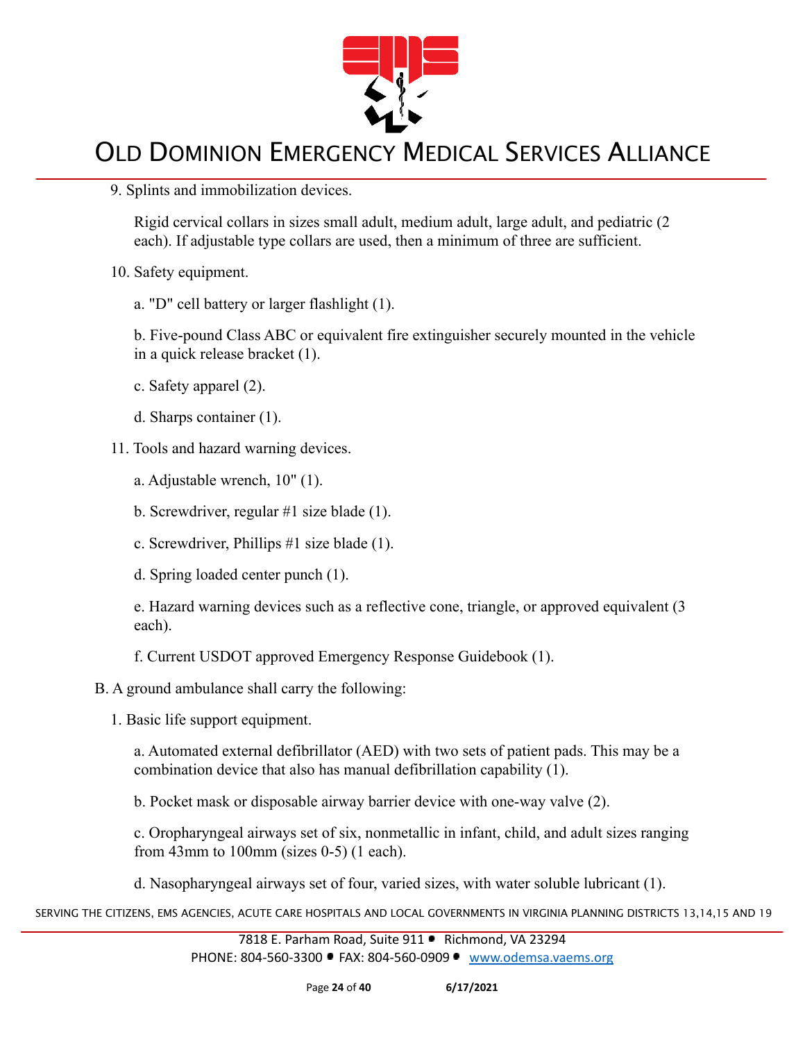9. Splits and immobilization devices.

Rigid cervical collars in sizes small adult, medium adult, large adult, and pediatric (2 each). If adjustable type collars are used, then a minimum of three are sufficient.

10. Safety equipment.

a. "D" cell battery or larger flashlight (1).

b. Five-pound Class ABC or equivalent fire extinguisher securely mounted in the vehicle in a quick release bracket (1).

c. Safety apparel (2).

d. Sharps container (1).

11. Tools and hazard warning devices.

a. Adjustable wrench, 10" (1).

b. Screwdriver, regular #1 size blade (1).

c. Screwdriver, Phillips #1 size blade (1).

d. Spring loaded center punch (1).

e. Hazard warning devices such as a reflective cone, triangle, or approved equivalent (3 each).

f. Current USDOT approved Emergency Response Guidebook (1).

B. A ground ambulance shall carry the following:

1. Basic life support equipment.

a. Automated external defibrillator (AED) with two sets of patient pads. This may be a combination device that also has manual defibrillation capability (1).

b. Pocket mask or disposable airway barrier device with one-way valve (2).

c. Oropharyngeal airways set of six, nonmetallic in infant, child, and adult sizes ranging from 43mm to 100mm (sizes 0-5) (1 each).

d. Nasopharyngeal airways set of four, varied sizes, with water soluble lubricant (1).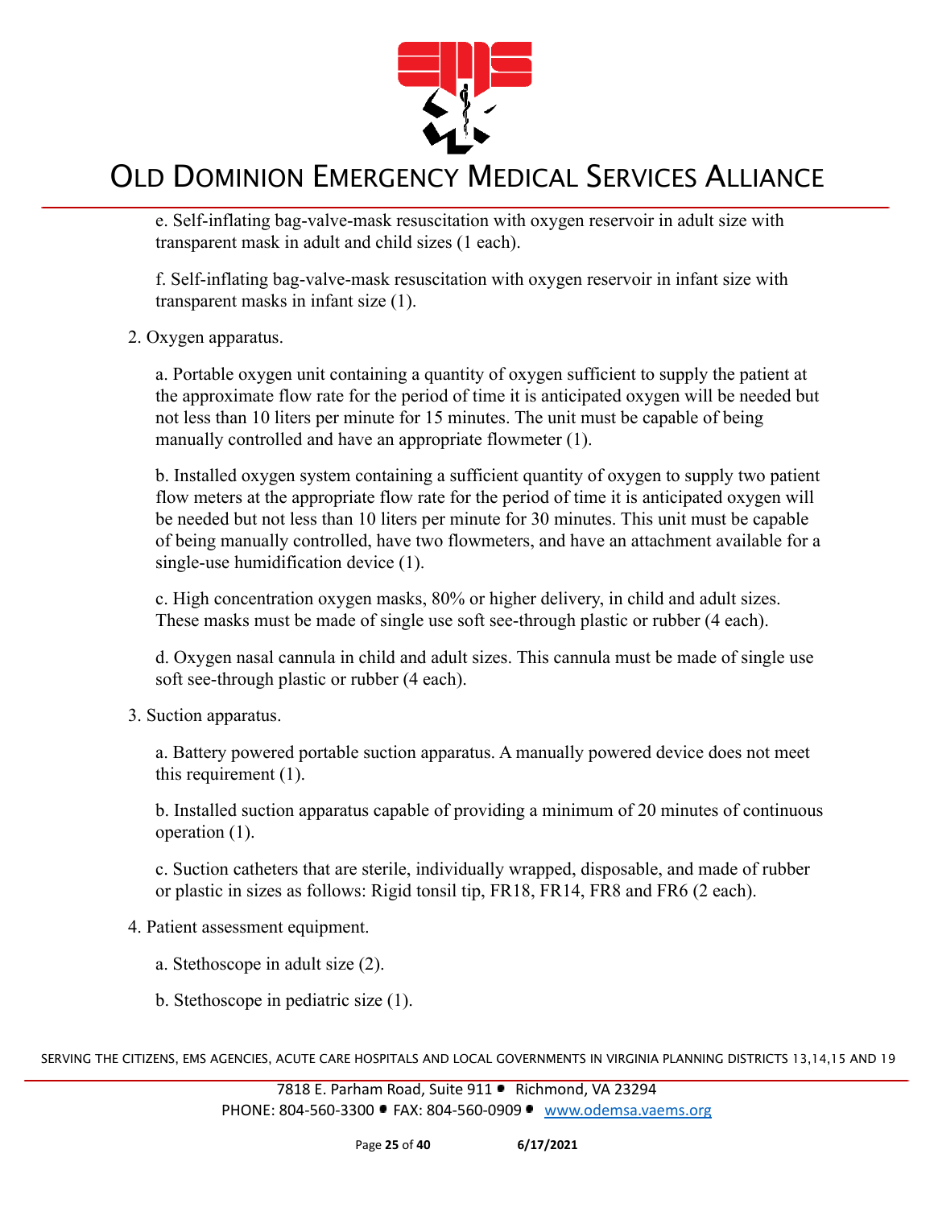e. Self-inflating bag-valve-mask resuscitation with oxygen reservoir in adult size with transparent mask in adult and child sizes (1 each).

f. Self-inflating bag-valve-mask resuscitation with oxygen reservoir in infant size with transparent masks in infant size (1).

2. Oxygen apparatus.

a. Portable oxygen unit containing a quantity of oxygen sufficient to supply the patient at the approximate flow rate for the period of time it is anticipated oxygen will be needed but not less than 10 liters per minute for 15 minutes. The unit must be capable of being manually controlled and have an appropriate flowmeter (1).

b. Installed oxygen system containing a sufficient quantity of oxygen to supply two patient flow meters at the appropriate flow rate for the period of time it is anticipated oxygen will be needed but not less than 10 liters per minute for 30 minutes. This unit must be capable of being manually controlled, have two flowmeters, and have an attachment available for a single-use humidification device (1).

c. High concentration oxygen masks, 80% or higher delivery, in child and adult sizes. These masks must be made of single use soft see-through plastic or rubber (4 each).

d. Oxygen nasal cannula in child and adult sizes. This cannula must be made of single use soft see-through plastic or rubber (4 each).

3. Suction apparatus.

a. Battery powered portable suction apparatus. A manually powered device does not meet this requirement (1).

b. Installed suction apparatus capable of providing a minimum of 20 minutes of continuous operation (1).

c. Suction catheters that are sterile, individually wrapped, disposable, and made of rubber or plastic in sizes as follows: Rigid tonsil tip, FR18, FR14, FR8 and FR6 (2 each).

4. Patient assessment equipment.

a. Stethoscope in adult size (2).

b. Stethoscope in pediatric size (1).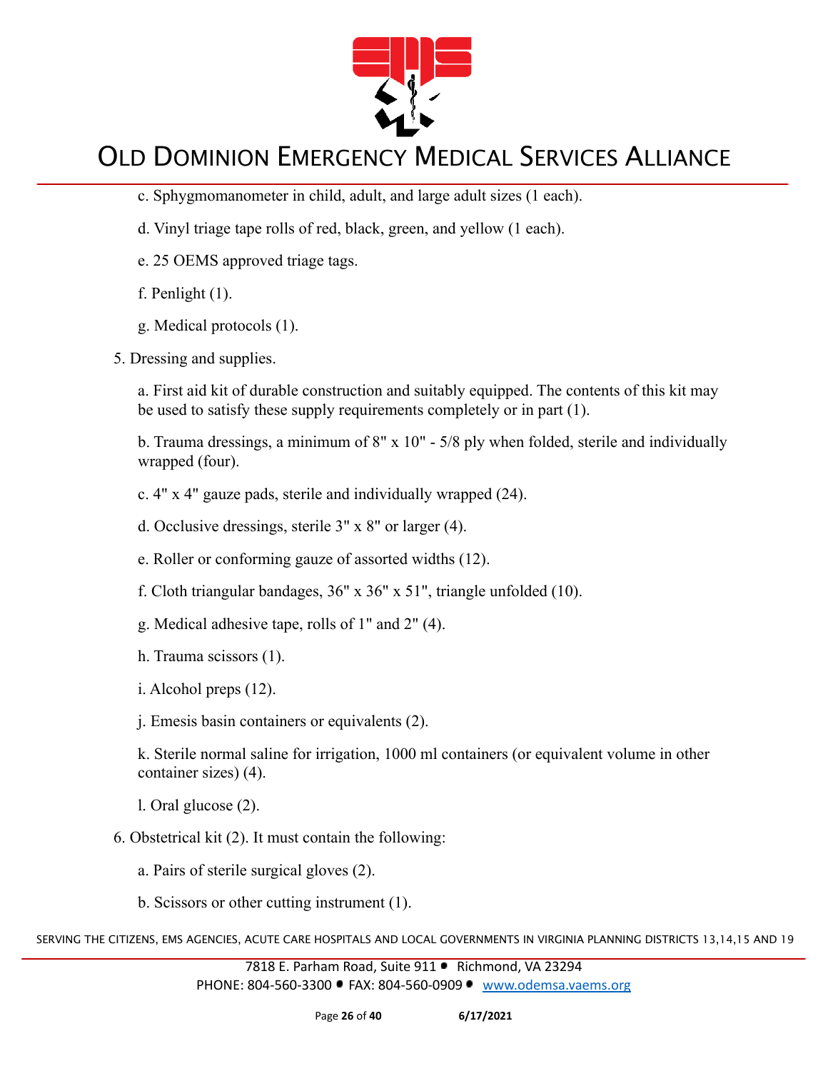c. Sphygmomanometer in child, adult, and large adult sizes (1 each).

d. Vinyl triage tape rolls of red, black, green, and yellow (1 each).

e. 25 OEMS approved triage tags.

f. Penlight (1).

g. Medical protocols (1).

5. Dressing and supplies.

a. First aid kit of durable construction and suitably equipped. The contents of this kit may be used to satisfy these supply requirements completely or in part (1).

b. Trauma dressings, a minimum of 8" x 10" - 5/8 ply when folded, sterile and individually wrapped (four).

c. 4" x 4" gauze pads, sterile and individually wrapped (24).

d. Occlusive dressings, sterile 3" x 8" or larger (4).

e. Roller or conforming gauze of assorted widths (12).

f. Cloth triangular bandages, 36" x 36" x 51", triangle unfolded (10).

g. Medical adhesive tape, rolls of 1" and 2" (4).

h. Trauma scissors (1).

i. Alcohol preps (12).

j. Emesis basin containers or equivalents (2).

k. Sterile normal saline for irrigation, 1000 ml containers (or equivalent volume in other container sizes) (4).

l. Oral glucose (2).

6. Obstetrical kit (2). It must contain the following:

a. Pairs of sterile surgical gloves (2).

b. Scissors or other cutting instrument (1).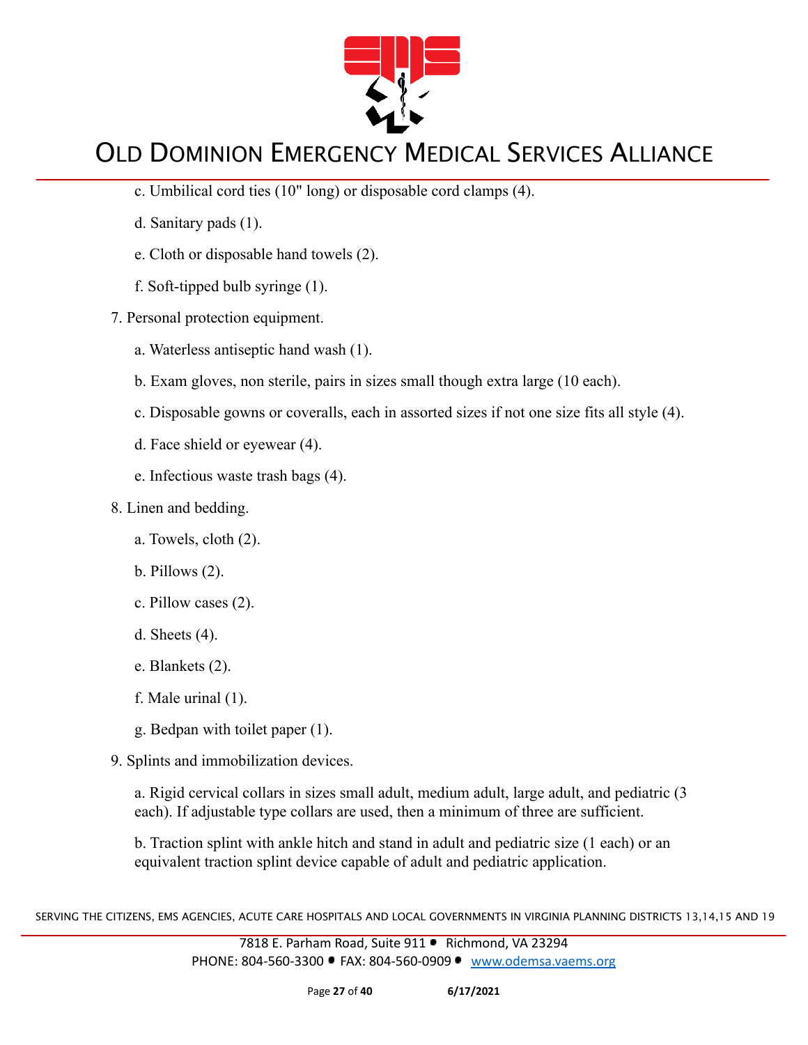c. Umbilical cord ties (10" long) or disposable cord clamps (4).

d. Sanitary pads (1).

e. Cloth or disposable hand towels (2).

f. Soft-tipped bulb syringe (1).

7. Personal protection equipment.

   a. Waterless antiseptic hand wash (1).

   b. Exam gloves, non sterile, pairs in sizes small though extra large (10 each).

   c. Disposable gowns or coveralls, each in assorted sizes if not one size fits all style (4).

   d. Face shield or eyewear (4).

   e. Infectious waste trash bags (4).

8. Linen and bedding.

   a. Towels, cloth (2).

   b. Pillows (2).

   c. Pillow cases (2).

   d. Sheets (4).

   e. Blankets (2).

   f. Male urinal (1).

   g. Bedpan with toilet paper (1).

9. Splints and immobilization devices.

   a. Rigid cervical collars in sizes small adult, medium adult, large adult, and pediatric (3 each). If adjustable type collars are used, then a minimum of three are sufficient.

   b. Traction splint with ankle hitch and stand in adult and pediatric size (1 each) or an equivalent traction splint device capable of adult and pediatric application.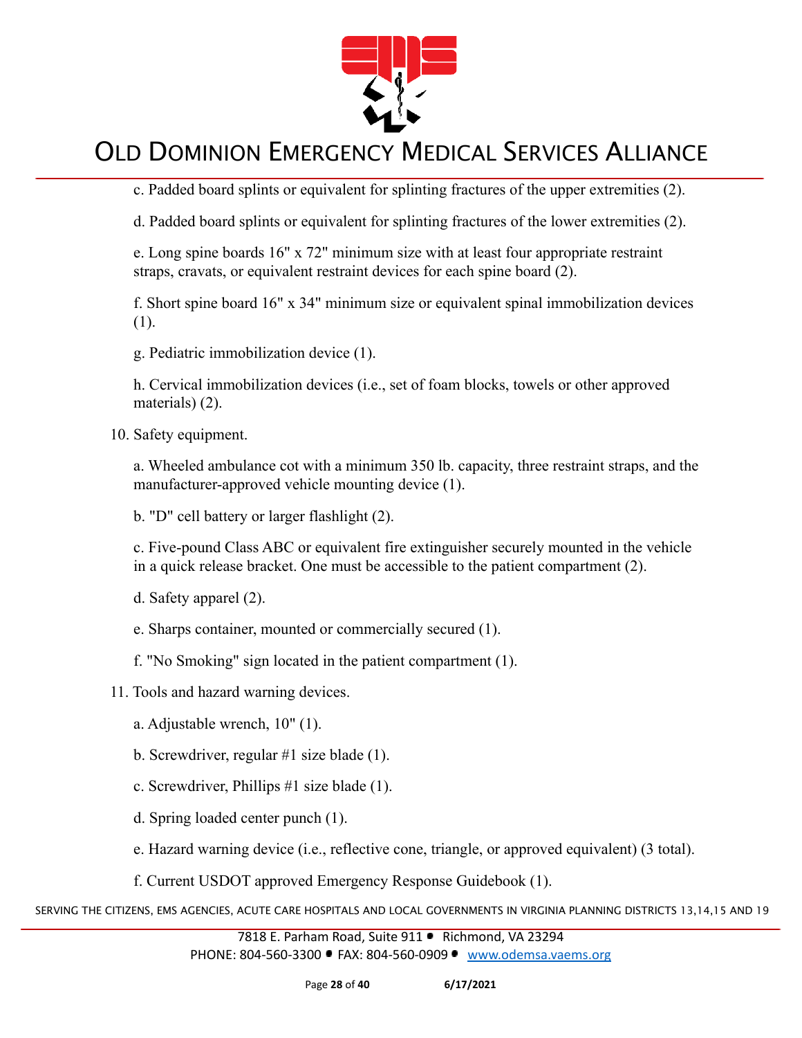c. Padded board splints or equivalent for splinting fractures of the upper extremities (2).

d. Padded board splints or equivalent for splinting fractures of the lower extremities (2).

e. Long spine boards 16" x 72" minimum size with at least four appropriate restraint straps, cravats, or equivalent restraint devices for each spine board (2).

f. Short spine board 16" x 34" minimum size or equivalent spinal immobilization devices (1).

g. Pediatric immobilization device (1).

h. Cervical immobilization devices (i.e., set of foam blocks, towels or other approved materials) (2).

10. Safety equipment.

    a. Wheeled ambulance cot with a minimum 350 lb. capacity, three restraint straps, and the manufacturer-approved vehicle mounting device (1).

    b. "D" cell battery or larger flashlight (2).

    c. Five-pound Class ABC or equivalent fire extinguisher securely mounted in the vehicle in a quick release bracket. One must be accessible to the patient compartment (2).

    d. Safety apparel (2).

    e. Sharps container, mounted or commercially secured (1).

    f. "No Smoking" sign located in the patient compartment (1).

11. Tools and hazard warning devices.

    a. Adjustable wrench, 10" (1).

    b. Screwdriver, regular #1 size blade (1).

    c. Screwdriver, Phillips #1 size blade (1).

    d. Spring loaded center punch (1).

    e. Hazard warning device (i.e., reflective cone, triangle, or approved equivalent) (3 total).

    f. Current USDOT approved Emergency Response Guidebook (1).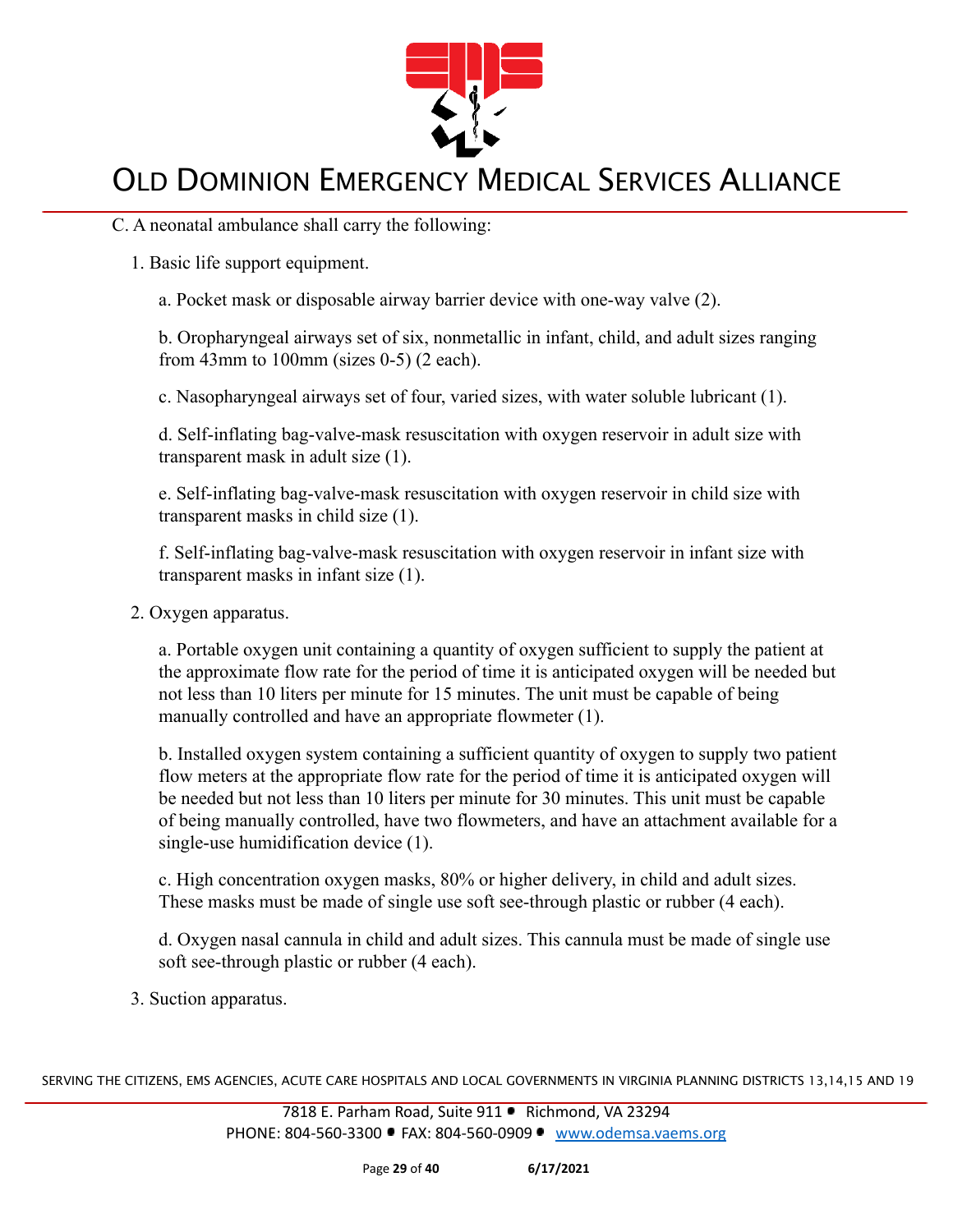C. A neonatal ambulance shall carry the following:

1. Basic life support equipment.

   a. Pocket mask or disposable airway barrier device with one-way valve (2).

   b. Oropharyngeal airways set of six, nonmetallic in infant, child, and adult sizes ranging from 43mm to 100mm (sizes 0-5) (2 each).

   c. Nasopharyngeal airways set of four, varied sizes, with water soluble lubricant (1).

   d. Self-inflating bag-valve-mask resuscitation with oxygen reservoir in adult size with transparent mask in adult size (1).

   e. Self-inflating bag-valve-mask resuscitation with oxygen reservoir in child size with transparent masks in child size (1).

   f. Self-inflating bag-valve-mask resuscitation with oxygen reservoir in infant size with transparent masks in infant size (1).

2. Oxygen apparatus.

   a. Portable oxygen unit containing a quantity of oxygen sufficient to supply the patient at the approximate flow rate for the period of time it is anticipated oxygen will be needed but not less than 10 liters per minute for 15 minutes. The unit must be capable of being manually controlled and have an appropriate flowmeter (1).

   b. Installed oxygen system containing a sufficient quantity of oxygen to supply two patient flow meters at the appropriate flow rate for the period of time it is anticipated oxygen will be needed but not less than 10 liters per minute for 30 minutes. This unit must be capable of being manually controlled, have two flowmeters, and have an attachment available for a single-use humidification device (1).

   c. High concentration oxygen masks, 80% or higher delivery, in child and adult sizes. These masks must be made of single use soft see-through plastic or rubber (4 each).

   d. Oxygen nasal cannula in child and adult sizes. This cannula must be made of single use soft see-through plastic or rubber (4 each).

3. Suction apparatus.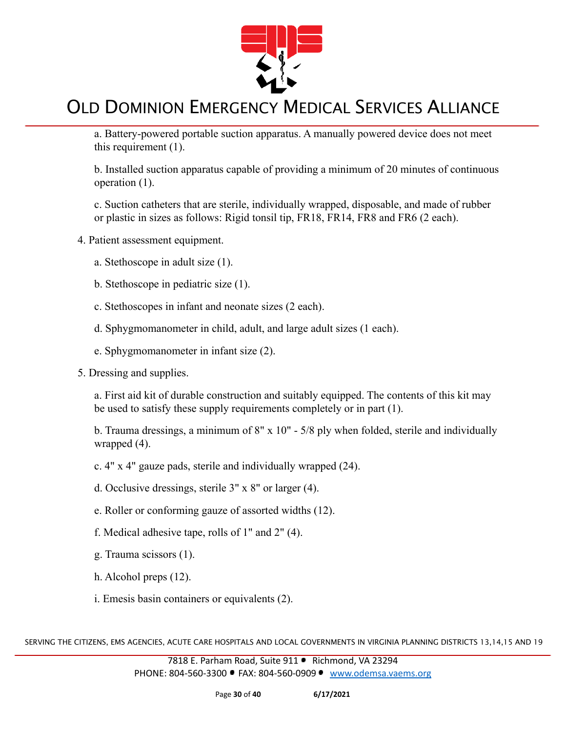a. Battery-powered portable suction apparatus. A manually powered device does not meet this requirement (1).

b. Installed suction apparatus capable of providing a minimum of 20 minutes of continuous operation (1).

c. Suction catheters that are sterile, individually wrapped, disposable, and made of rubber or plastic in sizes as follows: Rigid tonsil tip, FR18, FR14, FR8 and FR6 (2 each).

4. Patient assessment equipment.

   a. Stethoscope in adult size (1).

   b. Stethoscope in pediatric size (1).

   c. Stethoscopes in infant and neonate sizes (2 each).

   d. Sphygmomanometer in child, adult, and large adult sizes (1 each).

   e. Sphygmomanometer in infant size (2).

5. Dressing and supplies.

   a. First aid kit of durable construction and suitably equipped. The contents of this kit may be used to satisfy these supply requirements completely or in part (1).

   b. Trauma dressings, a minimum of 8" x 10" - 5/8 ply when folded, sterile and individually wrapped (4).

   c. 4" x 4" gauze pads, sterile and individually wrapped (24).

   d. Occlusive dressings, sterile 3" x 8" or larger (4).

   e. Roller or conforming gauze of assorted widths (12).

   f. Medical adhesive tape, rolls of 1" and 2" (4).

   g. Trauma scissors (1).

   h. Alcohol preps (12).

   i. Emesis basin containers or equivalents (2).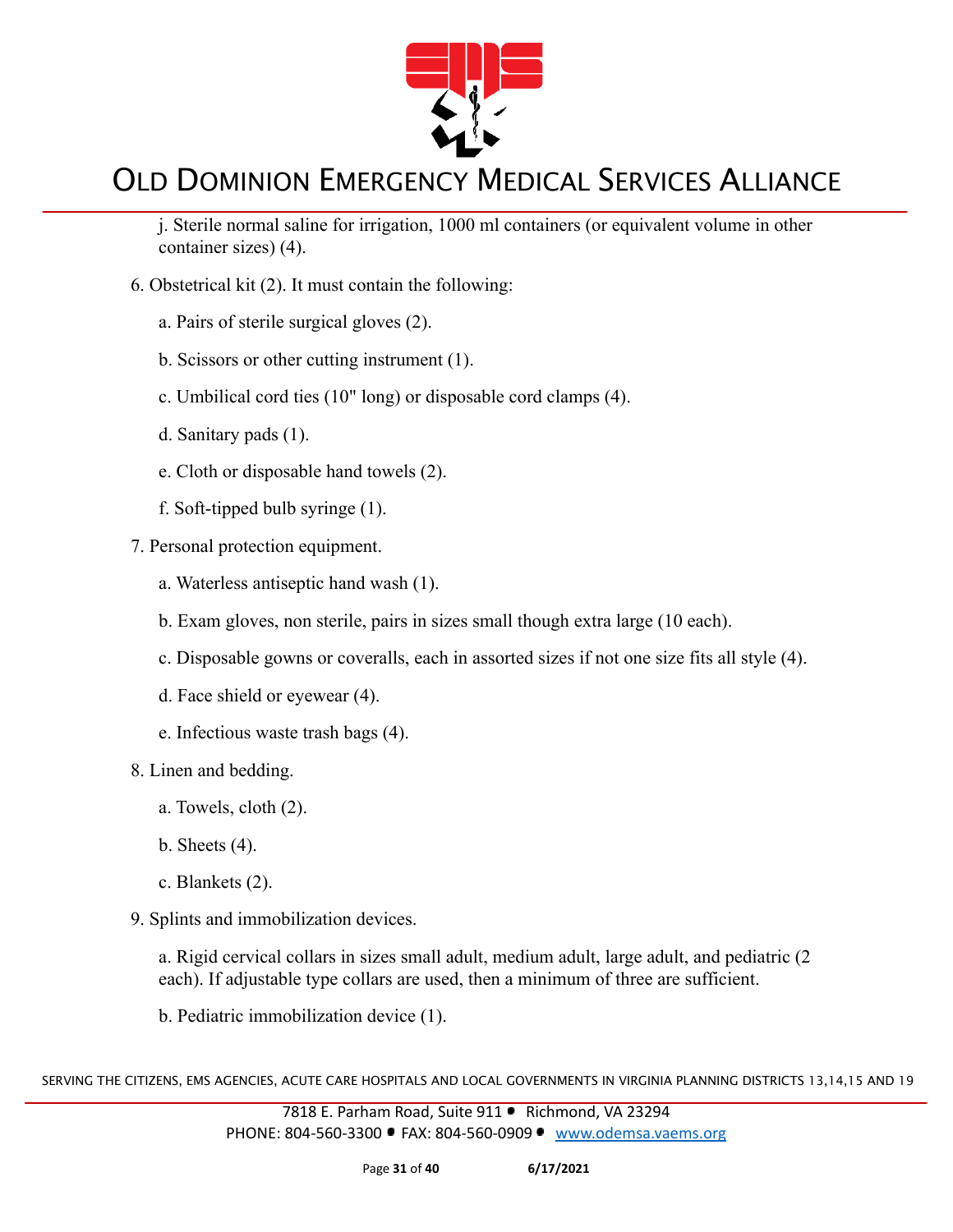j. Sterile normal saline for irrigation, 1000 ml containers (or equivalent volume in other container sizes) (4).

6. Obstetrical kit (2). It must contain the following:

   a. Pairs of sterile surgical gloves (2).

   b. Scissors or other cutting instrument (1).

   c. Umbilical cord ties (10" long) or disposable cord clamps (4).

   d. Sanitary pads (1).

   e. Cloth or disposable hand towels (2).

   f. Soft-tipped bulb syringe (1).

7. Personal protection equipment.

   a. Waterless antiseptic hand wash (1).

   b. Exam gloves, non sterile, pairs in sizes small though extra large (10 each).

   c. Disposable gowns or coveralls, each in assorted sizes if not one size fits all style (4).

   d. Face shield or eyewear (4).

   e. Infectious waste trash bags (4).

8. Linen and bedding.

   a. Towels, cloth (2).

   b. Sheets (4).

   c. Blankets (2).

9. Splints and immobilization devices.

   a. Rigid cervical collars in sizes small adult, medium adult, large adult, and pediatric (2 each). If adjustable type collars are used, then a minimum of three are sufficient.

   b. Pediatric immobilization device (1).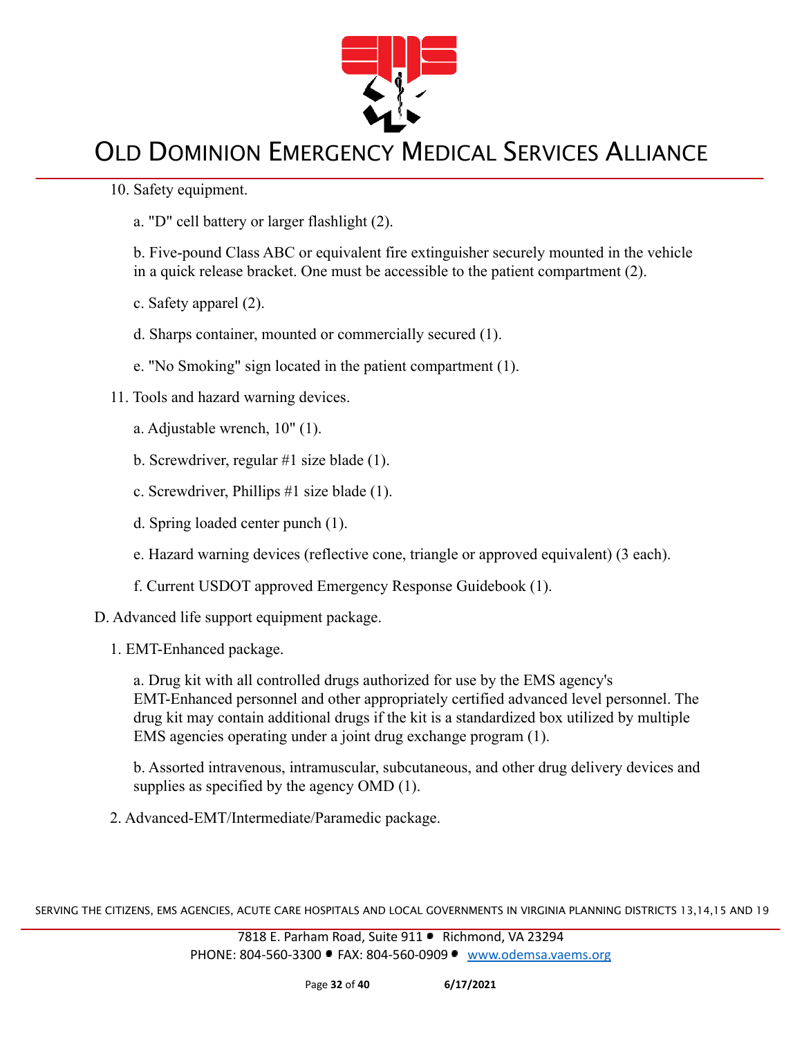10. Safety equipment.

    a. "D" cell battery or larger flashlight (2).

    b. Five-pound Class ABC or equivalent fire extinguisher securely mounted in the vehicle in a quick release bracket. One must be accessible to the patient compartment (2).

    c. Safety apparel (2).

    d. Sharps container, mounted or commercially secured (1).

    e. "No Smoking" sign located in the patient compartment (1).

11. Tools and hazard warning devices.

    a. Adjustable wrench, 10" (1).

    b. Screwdriver, regular #1 size blade (1).

    c. Screwdriver, Phillips #1 size blade (1).

    d. Spring loaded center punch (1).

    e. Hazard warning devices (reflective cone, triangle or approved equivalent) (3 each).

    f. Current USDOT approved Emergency Response Guidebook (1).

D. Advanced life support equipment package.

1. EMT-Enhanced package.

    a. Drug kit with all controlled drugs authorized for use by the EMS agency's EMT-Enhanced personnel and other appropriately certified advanced level personnel. The drug kit may contain additional drugs if the kit is a standardized box utilized by multiple EMS agencies operating under a joint drug exchange program (1).

    b. Assorted intravenous, intramuscular, subcutaneous, and other drug delivery devices and supplies as specified by the agency OMD (1).

2. Advanced-EMT/Intermediate/Paramedic package.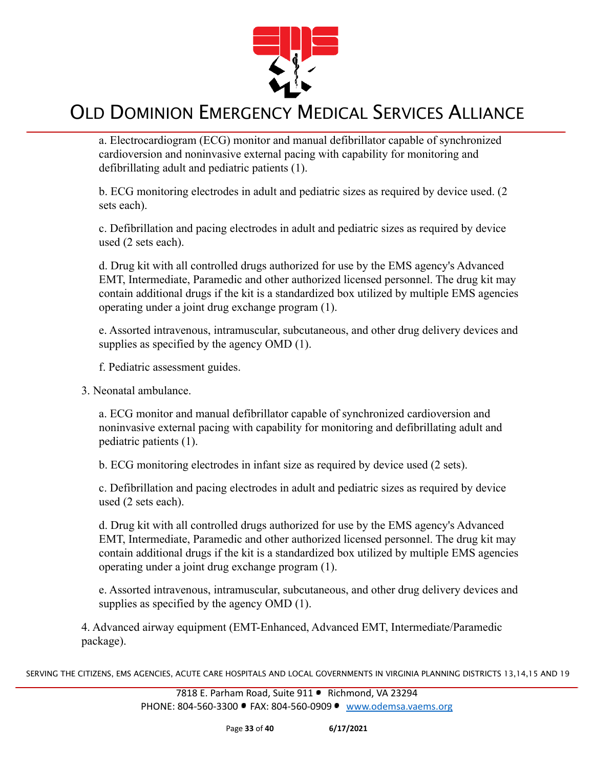a. Electrocardiogram (ECG) monitor and manual defibrillator capable of synchronized cardioversion and noninvasive external pacing with capability for monitoring and defibrillating adult and pediatric patients (1).

b. ECG monitoring electrodes in adult and pediatric sizes as required by device used. (2 sets each).

c. Defibrillation and pacing electrodes in adult and pediatric sizes as required by device used (2 sets each).

d. Drug kit with all controlled drugs authorized for use by the EMS agency's Advanced EMT, Intermediate, Paramedic and other authorized licensed personnel. The drug kit may contain additional drugs if the kit is a standardized box utilized by multiple EMS agencies operating under a joint drug exchange program (1).

e. Assorted intravenous, intramuscular, subcutaneous, and other drug delivery devices and supplies as specified by the agency OMD (1).

f. Pediatric assessment guides.

3. Neonatal ambulance.

a. ECG monitor and manual defibrillator capable of synchronized cardioversion and noninvasive external pacing with capability for monitoring and defibrillating adult and pediatric patients (1).

b. ECG monitoring electrodes in infant size as required by device used (2 sets).

c. Defibrillation and pacing electrodes in adult and pediatric sizes as required by device used (2 sets each).

d. Drug kit with all controlled drugs authorized for use by the EMS agency's Advanced EMT, Intermediate, Paramedic and other authorized licensed personnel. The drug kit may contain additional drugs if the kit is a standardized box utilized by multiple EMS agencies operating under a joint drug exchange program (1).

e. Assorted intravenous, intramuscular, subcutaneous, and other drug delivery devices and supplies as specified by the agency OMD (1).

4. Advanced airway equipment (EMT-Enhanced, Advanced EMT, Intermediate/Paramedic package).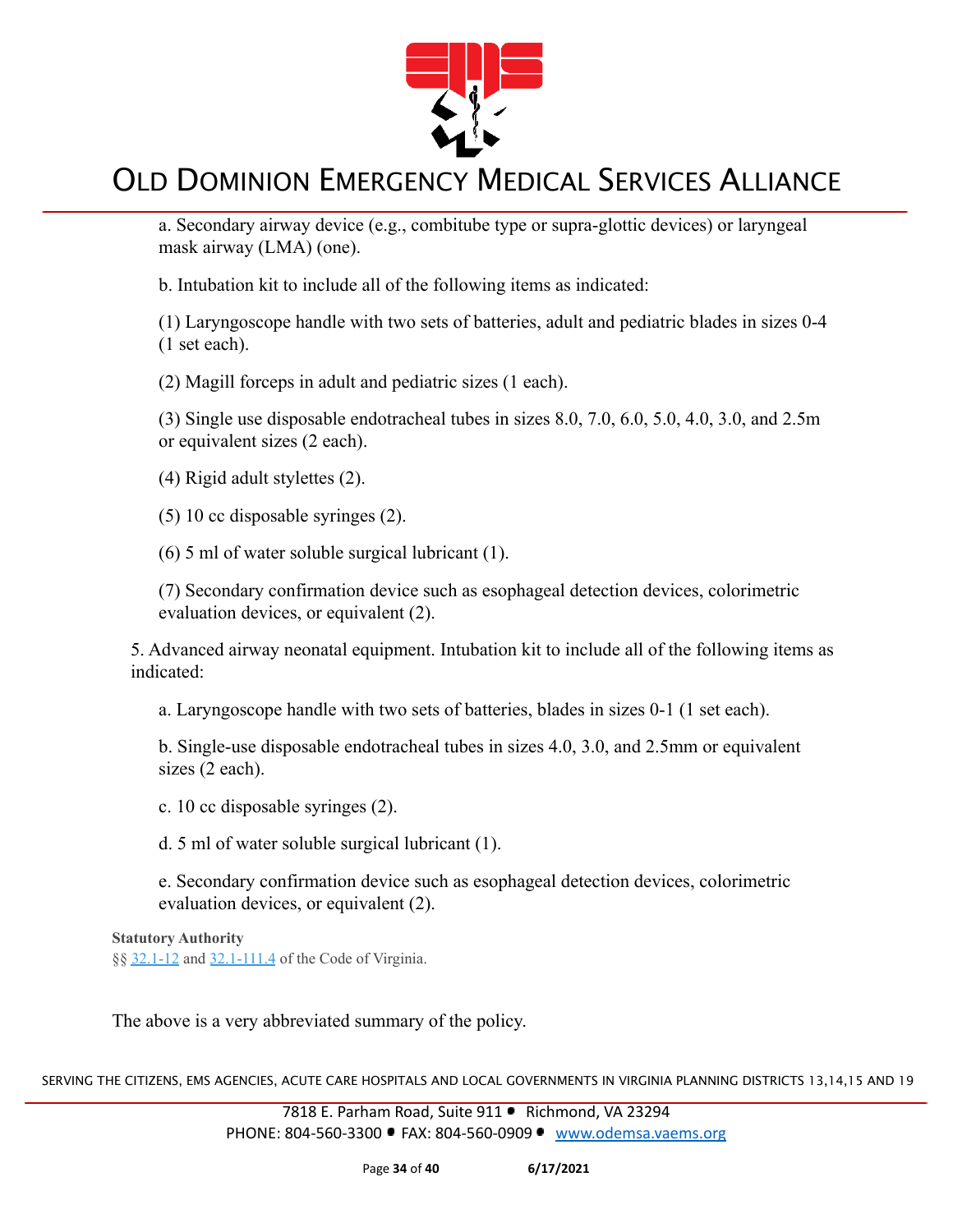a. Secondary airway device (e.g., combitube type or supra-glottic devices) or laryngeal mask airway (LMA) (one).

b. Intubation kit to include all of the following items as indicated:

(1) Laryngoscope handle with two sets of batteries, adult and pediatric blades in sizes 0-4 (1 set each).

(2) Magill forceps in adult and pediatric sizes (1 each).

(3) Single use disposable endotracheal tubes in sizes 8.0, 7.0, 6.0, 5.0, 4.0, 3.0, and 2.5m or equivalent sizes (2 each).

(4) Rigid adult stylettes (2).

(5) 10 cc disposable syringes (2).

(6) 5 ml of water soluble surgical lubricant (1).

(7) Secondary confirmation device such as esophageal detection devices, colorimetric evaluation devices, or equivalent (2).

5. Advanced airway neonatal equipment. Intubation kit to include all of the following items as indicated:

a. Laryngoscope handle with two sets of batteries, blades in sizes 0-1 (1 set each).

b. Single-use disposable endotracheal tubes in sizes 4.0, 3.0, and 2.5mm or equivalent sizes (2 each).

c. 10 cc disposable syringes (2).

d. 5 ml of water soluble surgical lubricant (1).

e. Secondary confirmation device such as esophageal detection devices, colorimetric evaluation devices, or equivalent (2).

**Statutory Authority**

§§ 32.1-12 and 32.1-111.4 of the Code of Virginia.

The above is a very abbreviated summary of the policy.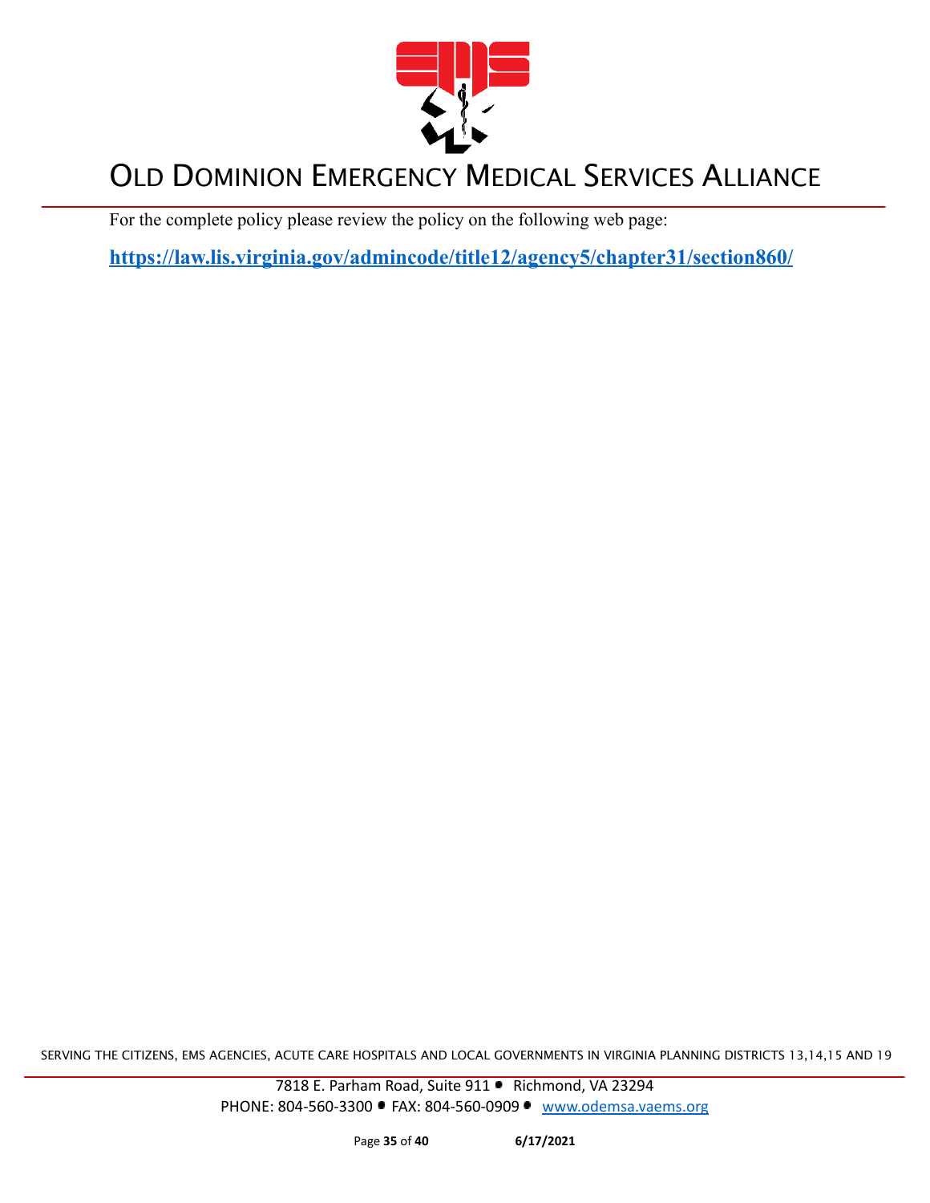For the complete policy please review the policy on the following web page:

**[https://law.lis.virginia.gov/admincode/title12/agency5/chapter31/section860/](https://law.lis.virginia.gov/admincode/title12/agency5/chapter31/section860/)**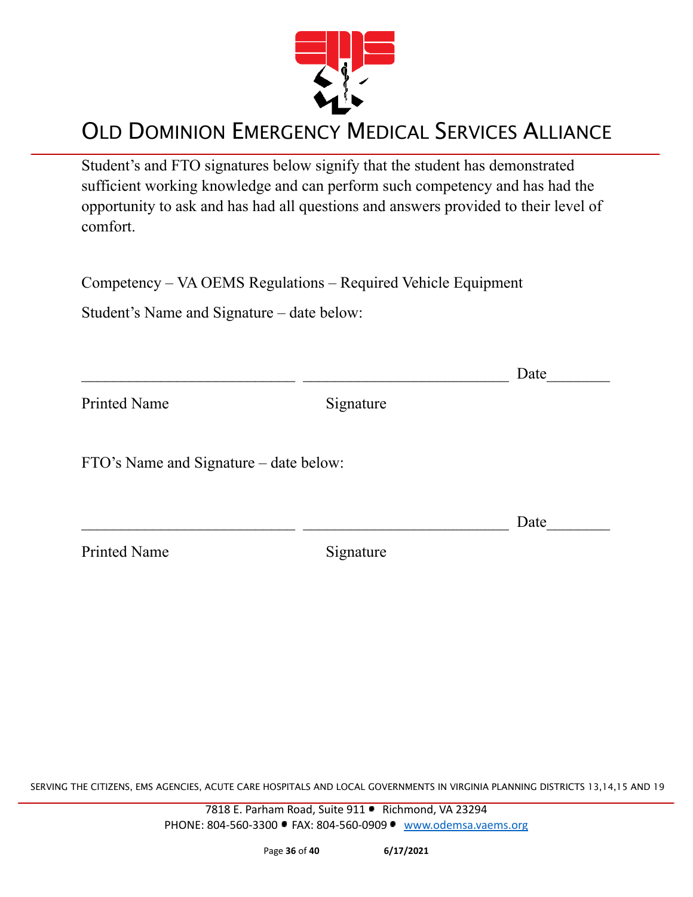Student's and FTO signatures below signify that the student has demonstrated sufficient working knowledge and can perform such competency and has had the opportunity to ask and has had all questions and answers provided to their level of comfort.

Competency – VA OEMS Regulations – Required Vehicle Equipment

Student's Name and Signature – date below:

___________________________ __________________________ Date________

Printed Name Signature

FTO's Name and Signature – date below:

___________________________ __________________________ Date________

Printed Name Signature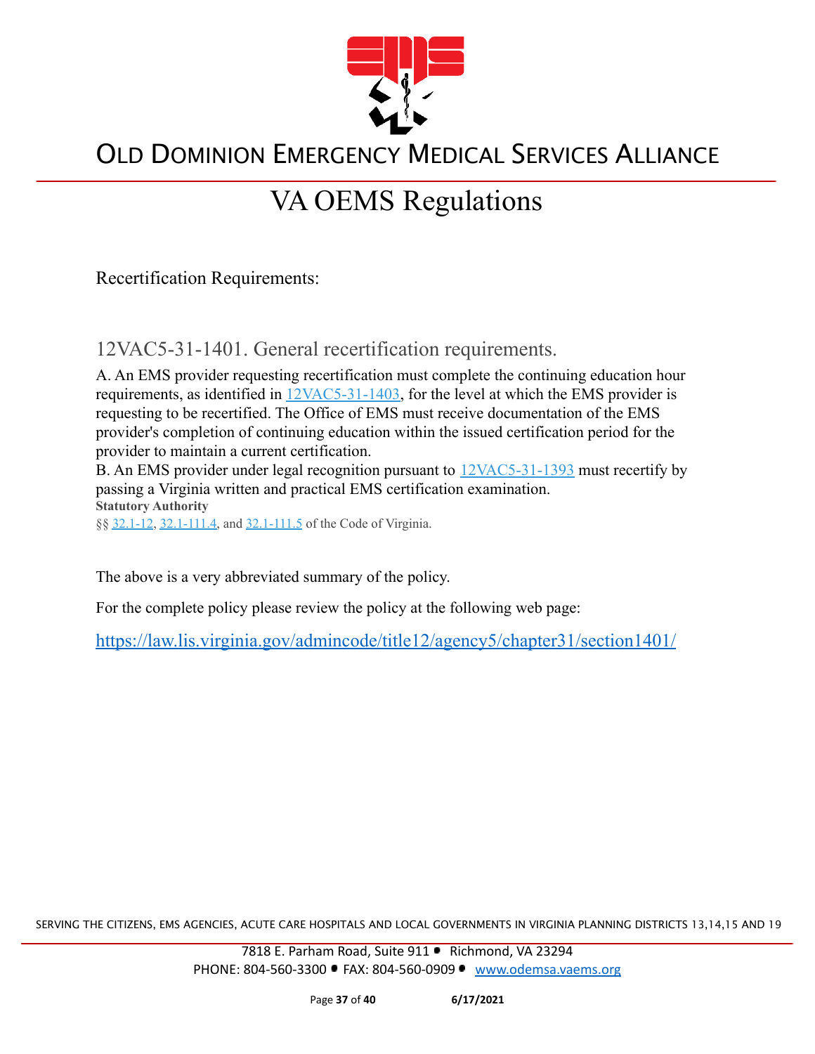# VA OEMS Regulations

Recertification Requirements:

## 12VAC5-31-1401. General recertification requirements.

A. An EMS provider requesting recertification must complete the continuing education hour requirements, as identified in [12VAC5-31-1403](), for the level at which the EMS provider is requesting to be recertified. The Office of EMS must receive documentation of the EMS provider's completion of continuing education within the issued certification period for the provider to maintain a current certification.

B. An EMS provider under legal recognition pursuant to [12VAC5-31-1393]() must recertify by passing a Virginia written and practical EMS certification examination.

**Statutory Authority**

§§ 32.1-12, 32.1-111.4, and 32.1-111.5 of the Code of Virginia.

The above is a very abbreviated summary of the policy.

For the complete policy please review the policy at the following web page:

https://law.lis.virginia.gov/admincode/title12/agency5/chapter31/section1401/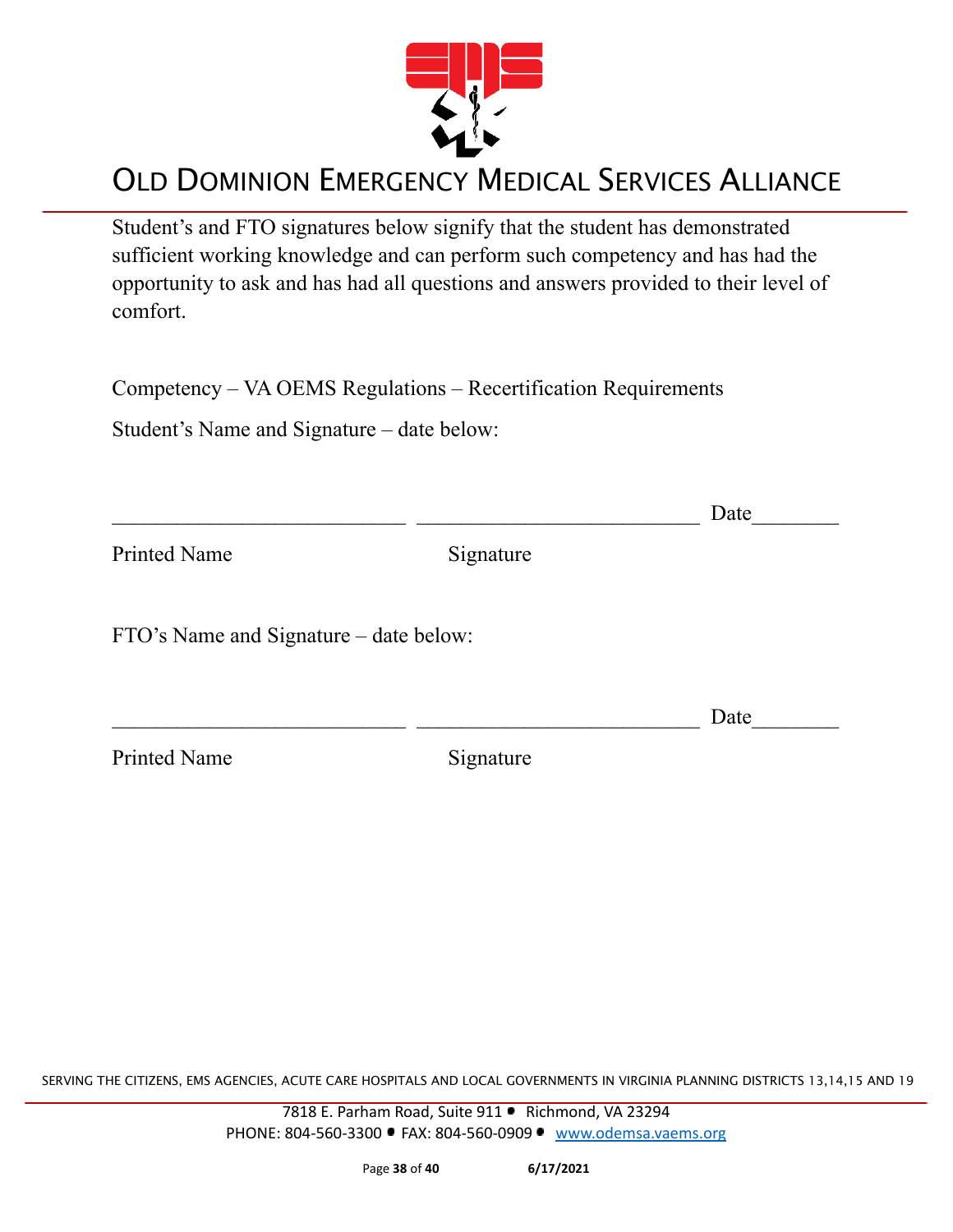Student's and FTO signatures below signify that the student has demonstrated sufficient working knowledge and can perform such competency and has had the opportunity to ask and has had all questions and answers provided to their level of comfort.

Competency – VA OEMS Regulations – Recertification Requirements

Student's Name and Signature – date below:

___________________________ __________________________ Date________

Printed Name                                        Signature

FTO's Name and Signature – date below:

___________________________ __________________________ Date________

Printed Name                                        Signature